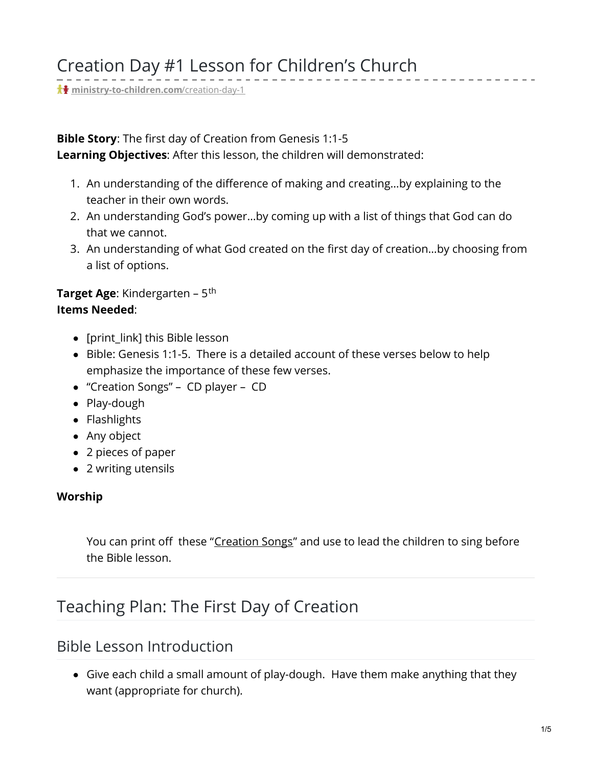# Creation Day #1 Lesson for Children's Church

ministry-to-children.com/creation-day-1

**Bible Story**: The first day of Creation from Genesis 1:1-5
**Learning Objectives**: After this lesson, the children will demonstrated:

1. An understanding of the difference of making and creating…by explaining to the teacher in their own words.
2. An understanding God's power…by coming up with a list of things that God can do that we cannot.
3. An understanding of what God created on the first day of creation…by choosing from a list of options.

**Target Age**: Kindergarten – 5th
**Items Needed**:

- [print_link] this Bible lesson
- Bible: Genesis 1:1-5. There is a detailed account of these verses below to help emphasize the importance of these few verses.
- "Creation Songs" – CD player – CD
- Play-dough
- Flashlights
- Any object
- 2 pieces of paper
- 2 writing utensils

**Worship**

You can print off these "Creation Songs" and use to lead the children to sing before the Bible lesson.

## Teaching Plan: The First Day of Creation

### Bible Lesson Introduction

- Give each child a small amount of play-dough. Have them make anything that they want (appropriate for church).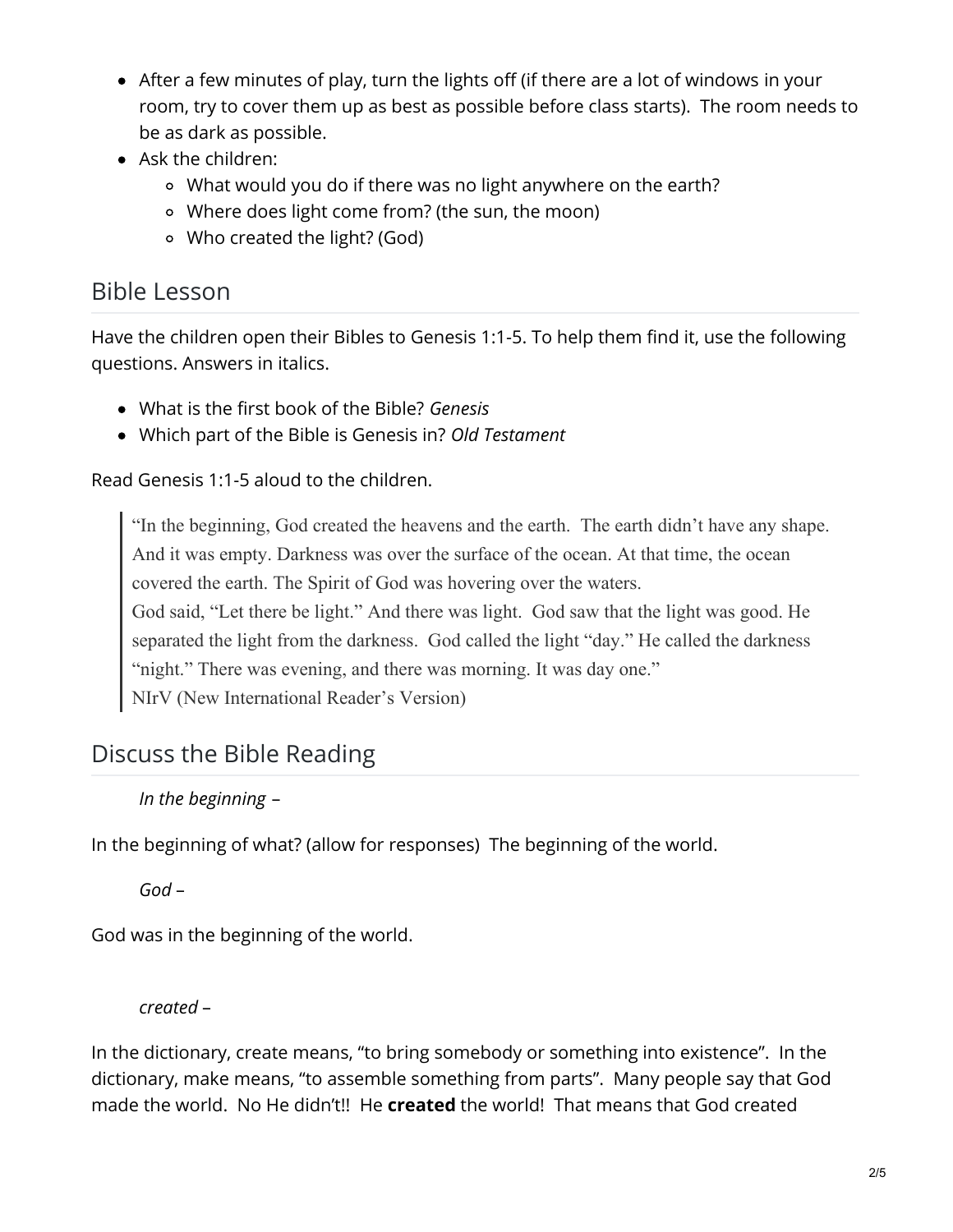- After a few minutes of play, turn the lights off (if there are a lot of windows in your room, try to cover them up as best as possible before class starts). The room needs to be as dark as possible.
- Ask the children:
  - What would you do if there was no light anywhere on the earth?
  - Where does light come from? (the sun, the moon)
  - Who created the light? (God)

## Bible Lesson

Have the children open their Bibles to Genesis 1:1-5. To help them find it, use the following questions. Answers in italics.

- What is the first book of the Bible? *Genesis*
- Which part of the Bible is Genesis in? *Old Testament*

Read Genesis 1:1-5 aloud to the children.

> "In the beginning, God created the heavens and the earth. The earth didn't have any shape. And it was empty. Darkness was over the surface of the ocean. At that time, the ocean covered the earth. The Spirit of God was hovering over the waters.
> God said, "Let there be light." And there was light. God saw that the light was good. He separated the light from the darkness. God called the light "day." He called the darkness "night." There was evening, and there was morning. It was day one."
> NIrV (New International Reader's Version)

## Discuss the Bible Reading

*In the beginning* –

In the beginning of what? (allow for responses) The beginning of the world.

*God* –

God was in the beginning of the world.

*created* –

In the dictionary, create means, "to bring somebody or something into existence". In the dictionary, make means, "to assemble something from parts". Many people say that God made the world. No He didn't!! He **created** the world! That means that God created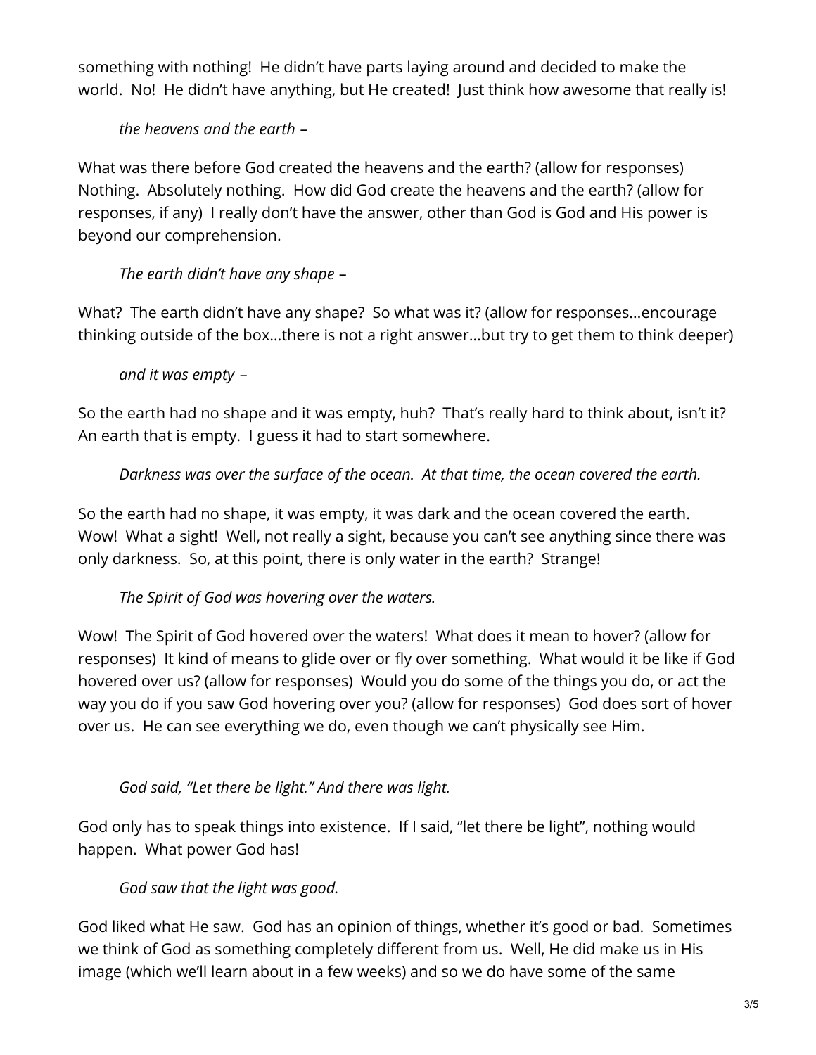something with nothing! He didn't have parts laying around and decided to make the world. No! He didn't have anything, but He created! Just think how awesome that really is!

*the heavens and the earth* –

What was there before God created the heavens and the earth? (allow for responses) Nothing. Absolutely nothing. How did God create the heavens and the earth? (allow for responses, if any) I really don't have the answer, other than God is God and His power is beyond our comprehension.

*The earth didn't have any shape* –

What? The earth didn't have any shape? So what was it? (allow for responses…encourage thinking outside of the box…there is not a right answer…but try to get them to think deeper)

*and it was empty* –

So the earth had no shape and it was empty, huh? That's really hard to think about, isn't it? An earth that is empty. I guess it had to start somewhere.

*Darkness was over the surface of the ocean. At that time, the ocean covered the earth.*

So the earth had no shape, it was empty, it was dark and the ocean covered the earth. Wow! What a sight! Well, not really a sight, because you can't see anything since there was only darkness. So, at this point, there is only water in the earth? Strange!

*The Spirit of God was hovering over the waters.*

Wow! The Spirit of God hovered over the waters! What does it mean to hover? (allow for responses) It kind of means to glide over or fly over something. What would it be like if God hovered over us? (allow for responses) Would you do some of the things you do, or act the way you do if you saw God hovering over you? (allow for responses) God does sort of hover over us. He can see everything we do, even though we can't physically see Him.

*God said, "Let there be light." And there was light.*

God only has to speak things into existence. If I said, "let there be light", nothing would happen. What power God has!

*God saw that the light was good.*

God liked what He saw. God has an opinion of things, whether it's good or bad. Sometimes we think of God as something completely different from us. Well, He did make us in His image (which we'll learn about in a few weeks) and so we do have some of the same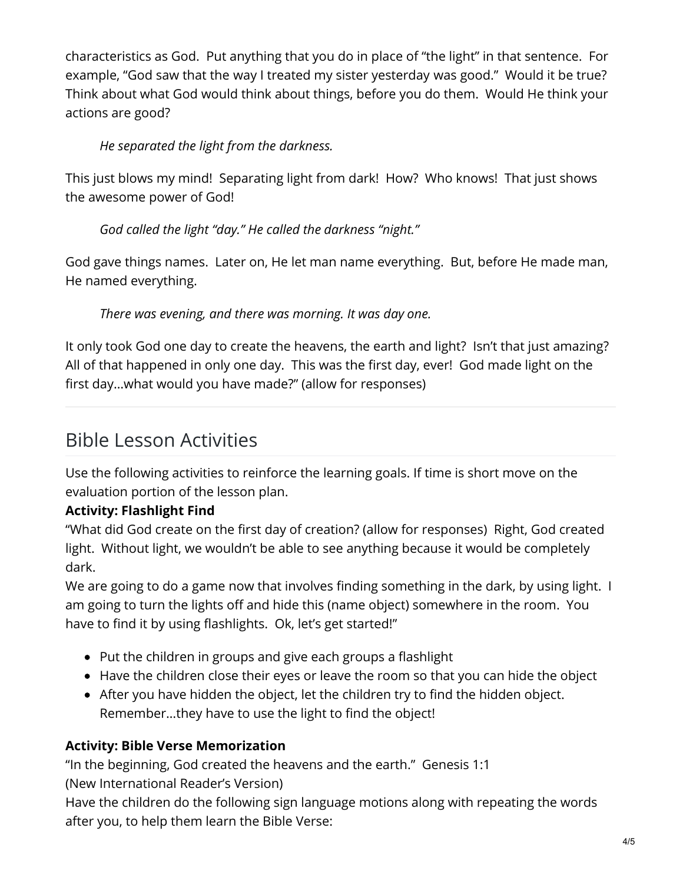characteristics as God. Put anything that you do in place of "the light" in that sentence. For example, "God saw that the way I treated my sister yesterday was good." Would it be true? Think about what God would think about things, before you do them. Would He think your actions are good?

> *He separated the light from the darkness.*

This just blows my mind! Separating light from dark! How? Who knows! That just shows the awesome power of God!

> *God called the light "day." He called the darkness "night."*

God gave things names. Later on, He let man name everything. But, before He made man, He named everything.

> *There was evening, and there was morning. It was day one.*

It only took God one day to create the heavens, the earth and light? Isn't that just amazing? All of that happened in only one day. This was the first day, ever! God made light on the first day…what would you have made?" (allow for responses)

---

## Bible Lesson Activities

Use the following activities to reinforce the learning goals. If time is short move on the evaluation portion of the lesson plan.

**Activity: Flashlight Find**

"What did God create on the first day of creation? (allow for responses) Right, God created light. Without light, we wouldn't be able to see anything because it would be completely dark.

We are going to do a game now that involves finding something in the dark, by using light. I am going to turn the lights off and hide this (name object) somewhere in the room. You have to find it by using flashlights. Ok, let's get started!"

- Put the children in groups and give each groups a flashlight
- Have the children close their eyes or leave the room so that you can hide the object
- After you have hidden the object, let the children try to find the hidden object. Remember…they have to use the light to find the object!

**Activity: Bible Verse Memorization**

"In the beginning, God created the heavens and the earth." Genesis 1:1
(New International Reader's Version)

Have the children do the following sign language motions along with repeating the words after you, to help them learn the Bible Verse: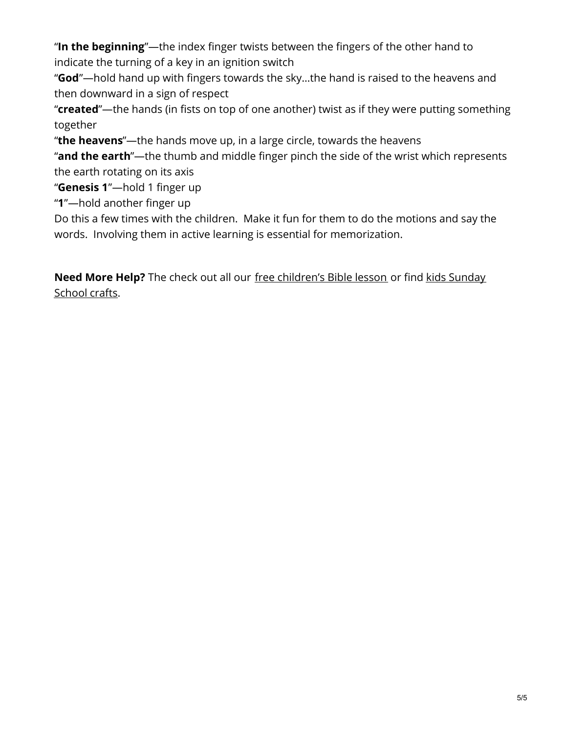"**In the beginning**"—the index finger twists between the fingers of the other hand to indicate the turning of a key in an ignition switch
"**God**"—hold hand up with fingers towards the sky…the hand is raised to the heavens and then downward in a sign of respect
"**created**"—the hands (in fists on top of one another) twist as if they were putting something together
"**the heavens**"—the hands move up, in a large circle, towards the heavens
"**and the earth**"—the thumb and middle finger pinch the side of the wrist which represents the earth rotating on its axis
"**Genesis 1**"—hold 1 finger up
"**1**"—hold another finger up
Do this a few times with the children. Make it fun for them to do the motions and say the words. Involving them in active learning is essential for memorization.

**Need More Help?** The check out all our free children's Bible lesson or find kids Sunday School crafts.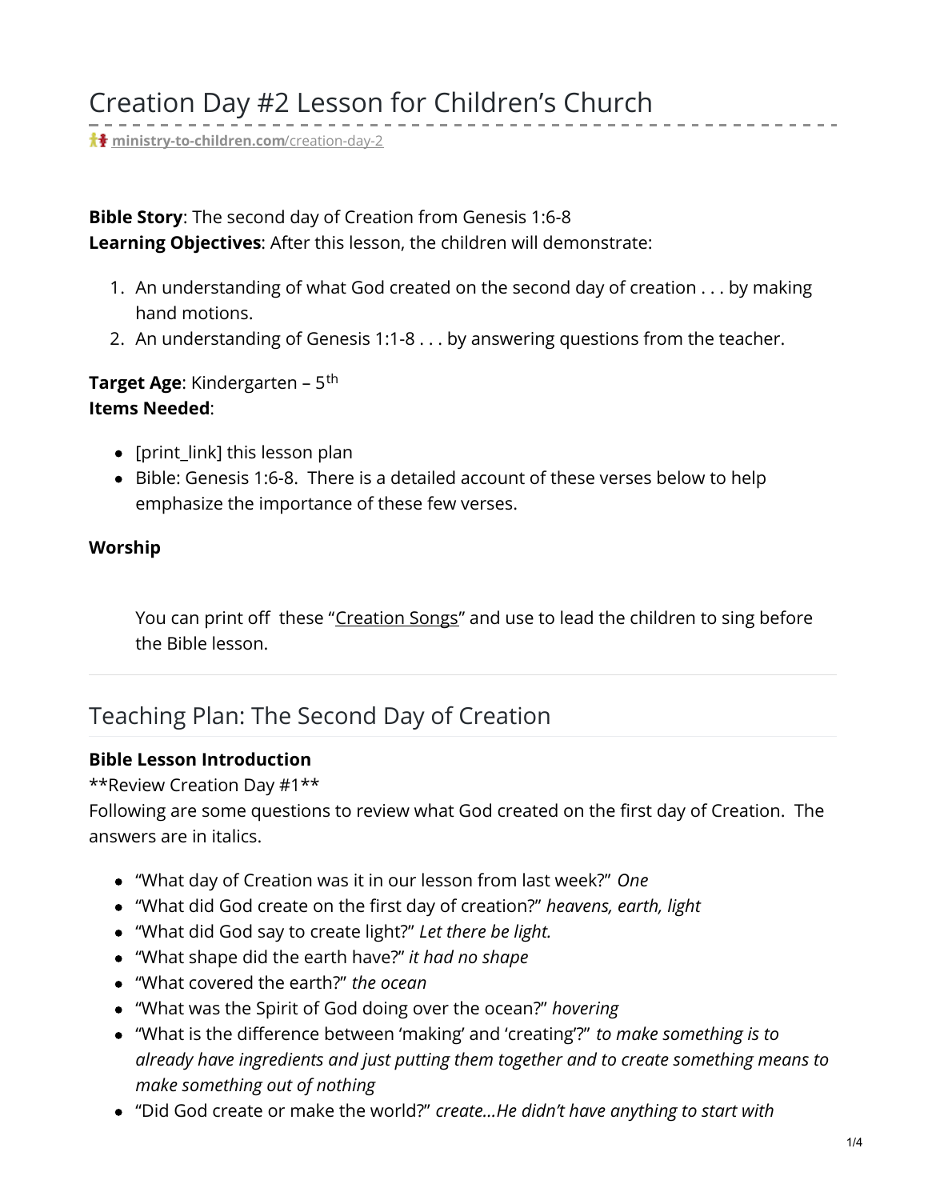# Creation Day #2 Lesson for Children's Church

ministry-to-children.com/creation-day-2

**Bible Story**: The second day of Creation from Genesis 1:6-8
**Learning Objectives**: After this lesson, the children will demonstrate:

1. An understanding of what God created on the second day of creation . . . by making hand motions.
2. An understanding of Genesis 1:1-8 . . . by answering questions from the teacher.

**Target Age**: Kindergarten – 5th
**Items Needed**:

- [print_link] this lesson plan
- Bible: Genesis 1:6-8. There is a detailed account of these verses below to help emphasize the importance of these few verses.

**Worship**

> You can print off these "Creation Songs" and use to lead the children to sing before the Bible lesson.

---

## Teaching Plan: The Second Day of Creation

**Bible Lesson Introduction**
**Review Creation Day #1**
Following are some questions to review what God created on the first day of Creation. The answers are in italics.

- "What day of Creation was it in our lesson from last week?" *One*
- "What did God create on the first day of creation?" *heavens, earth, light*
- "What did God say to create light?" *Let there be light.*
- "What shape did the earth have?" *it had no shape*
- "What covered the earth?" *the ocean*
- "What was the Spirit of God doing over the ocean?" *hovering*
- "What is the difference between 'making' and 'creating'?" *to make something is to already have ingredients and just putting them together and to create something means to make something out of nothing*
- "Did God create or make the world?" *create…He didn't have anything to start with*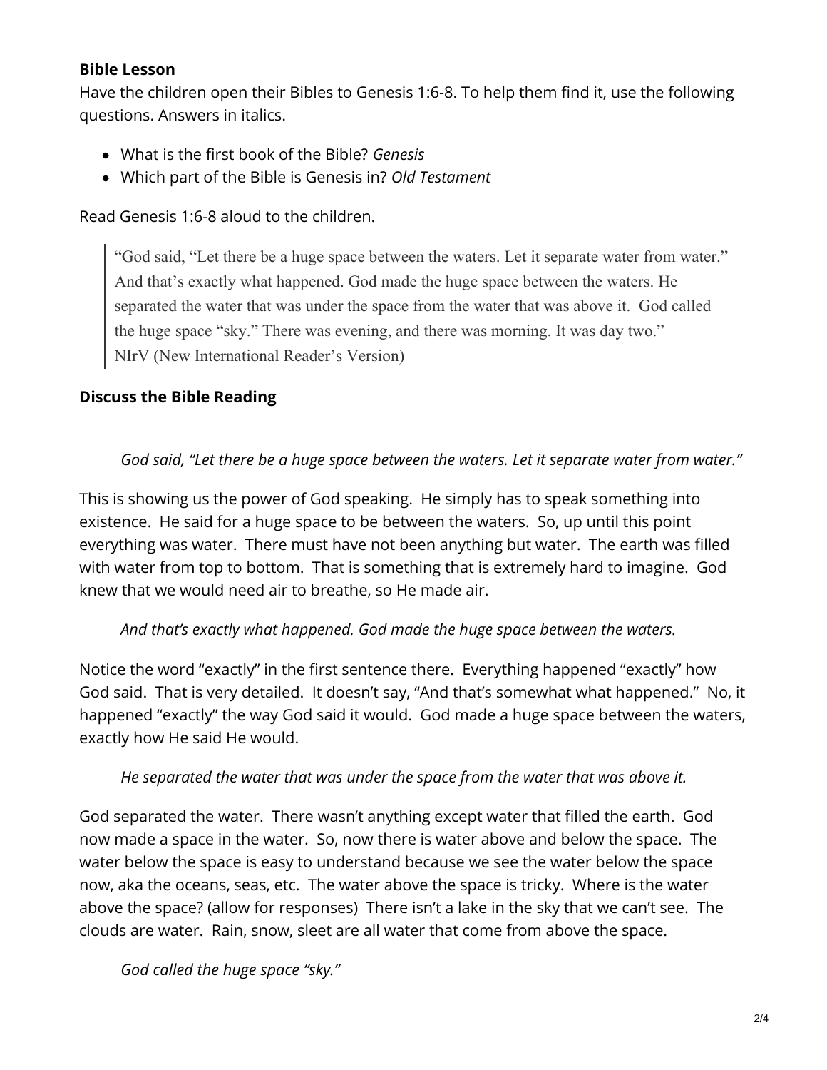**Bible Lesson**

Have the children open their Bibles to Genesis 1:6-8. To help them find it, use the following questions. Answers in italics.

- What is the first book of the Bible? *Genesis*
- Which part of the Bible is Genesis in? *Old Testament*

Read Genesis 1:6-8 aloud to the children.

> "God said, "Let there be a huge space between the waters. Let it separate water from water." And that's exactly what happened. God made the huge space between the waters. He separated the water that was under the space from the water that was above it. God called the huge space "sky." There was evening, and there was morning. It was day two."
> NIrV (New International Reader's Version)

**Discuss the Bible Reading**

*God said, "Let there be a huge space between the waters. Let it separate water from water."*

This is showing us the power of God speaking. He simply has to speak something into existence. He said for a huge space to be between the waters. So, up until this point everything was water. There must have not been anything but water. The earth was filled with water from top to bottom. That is something that is extremely hard to imagine. God knew that we would need air to breathe, so He made air.

*And that's exactly what happened. God made the huge space between the waters.*

Notice the word "exactly" in the first sentence there. Everything happened "exactly" how God said. That is very detailed. It doesn't say, "And that's somewhat what happened." No, it happened "exactly" the way God said it would. God made a huge space between the waters, exactly how He said He would.

*He separated the water that was under the space from the water that was above it.*

God separated the water. There wasn't anything except water that filled the earth. God now made a space in the water. So, now there is water above and below the space. The water below the space is easy to understand because we see the water below the space now, aka the oceans, seas, etc. The water above the space is tricky. Where is the water above the space? (allow for responses) There isn't a lake in the sky that we can't see. The clouds are water. Rain, snow, sleet are all water that come from above the space.

*God called the huge space "sky."*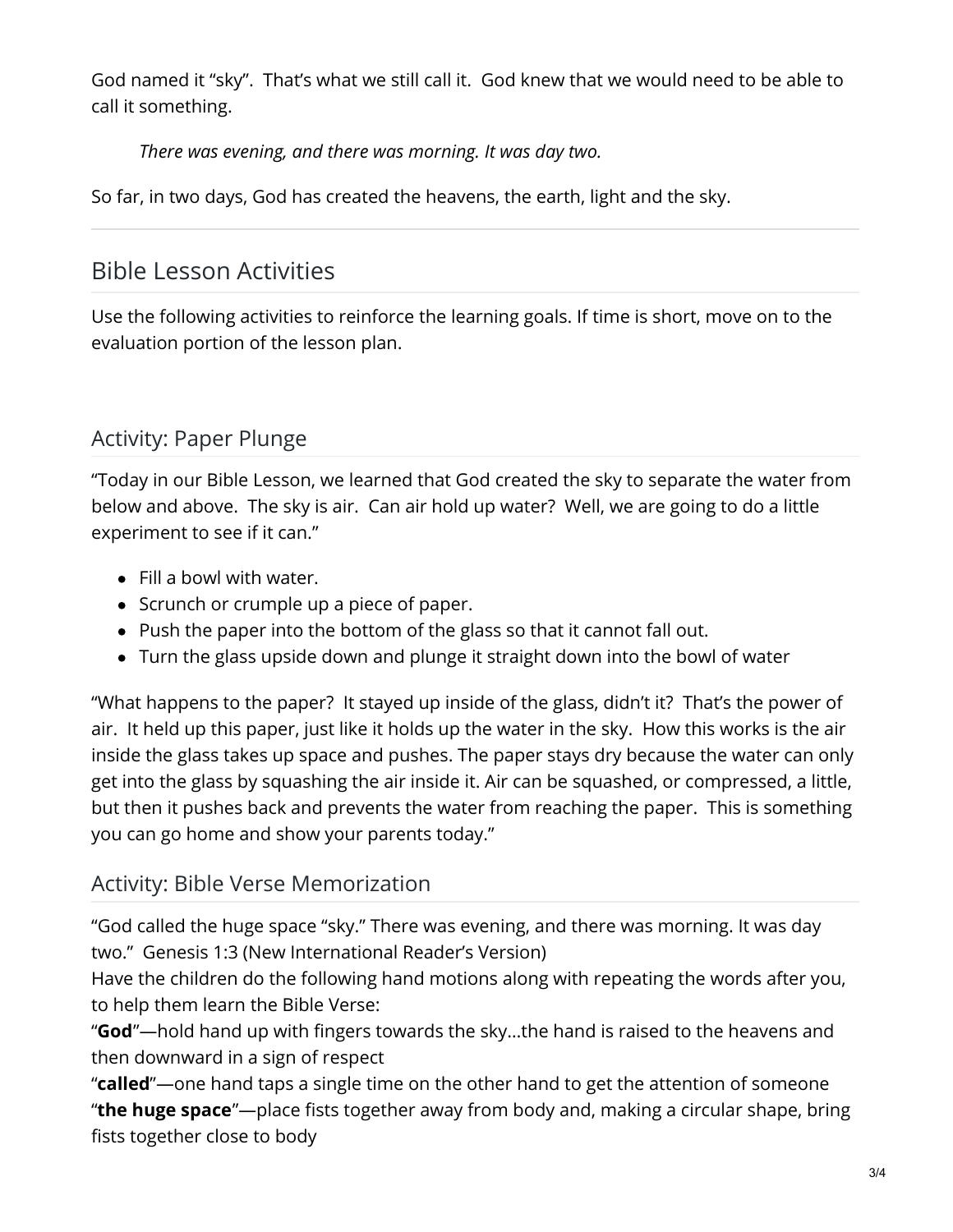God named it "sky". That's what we still call it. God knew that we would need to be able to call it something.

> *There was evening, and there was morning. It was day two.*

So far, in two days, God has created the heavens, the earth, light and the sky.

---

## Bible Lesson Activities

Use the following activities to reinforce the learning goals. If time is short, move on to the evaluation portion of the lesson plan.

### Activity: Paper Plunge

"Today in our Bible Lesson, we learned that God created the sky to separate the water from below and above. The sky is air. Can air hold up water? Well, we are going to do a little experiment to see if it can."

- Fill a bowl with water.
- Scrunch or crumple up a piece of paper.
- Push the paper into the bottom of the glass so that it cannot fall out.
- Turn the glass upside down and plunge it straight down into the bowl of water

"What happens to the paper? It stayed up inside of the glass, didn't it? That's the power of air. It held up this paper, just like it holds up the water in the sky. How this works is the air inside the glass takes up space and pushes. The paper stays dry because the water can only get into the glass by squashing the air inside it. Air can be squashed, or compressed, a little, but then it pushes back and prevents the water from reaching the paper. This is something you can go home and show your parents today."

### Activity: Bible Verse Memorization

"God called the huge space "sky." There was evening, and there was morning. It was day two." Genesis 1:3 (New International Reader's Version)
Have the children do the following hand motions along with repeating the words after you, to help them learn the Bible Verse:
"**God**"—hold hand up with fingers towards the sky…the hand is raised to the heavens and then downward in a sign of respect
"**called**"—one hand taps a single time on the other hand to get the attention of someone
"**the huge space**"—place fists together away from body and, making a circular shape, bring fists together close to body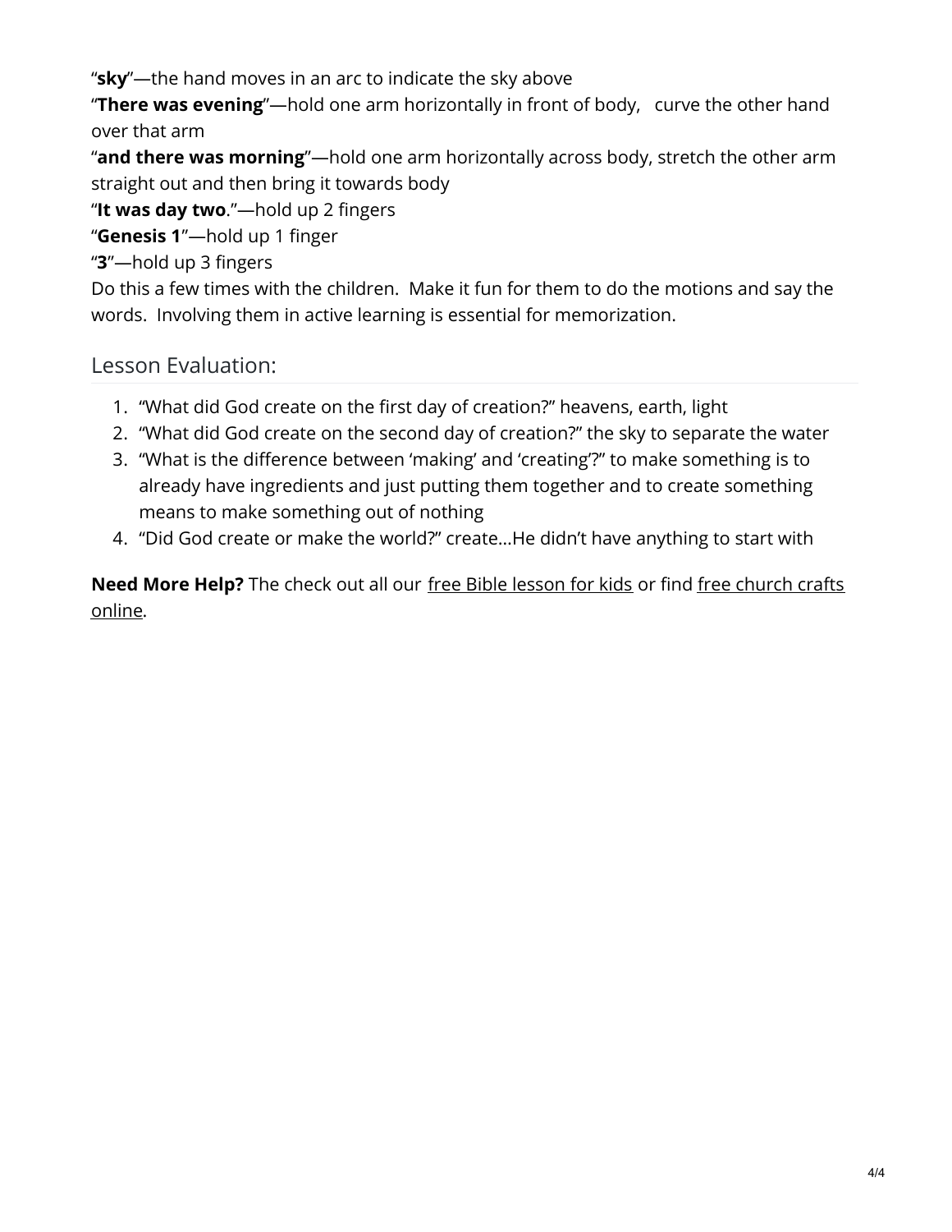"**sky**"—the hand moves in an arc to indicate the sky above
"**There was evening**"—hold one arm horizontally in front of body,   curve the other hand over that arm
"**and there was morning**"—hold one arm horizontally across body, stretch the other arm straight out and then bring it towards body
"**It was day two**."—hold up 2 fingers
"**Genesis 1**"—hold up 1 finger
"**3**"—hold up 3 fingers
Do this a few times with the children.  Make it fun for them to do the motions and say the words.  Involving them in active learning is essential for memorization.

## Lesson Evaluation:

1. "What did God create on the first day of creation?" heavens, earth, light
2. "What did God create on the second day of creation?" the sky to separate the water
3. "What is the difference between 'making' and 'creating'?" to make something is to already have ingredients and just putting them together and to create something means to make something out of nothing
4. "Did God create or make the world?" create…He didn't have anything to start with

**Need More Help?** The check out all our free Bible lesson for kids or find free church crafts online.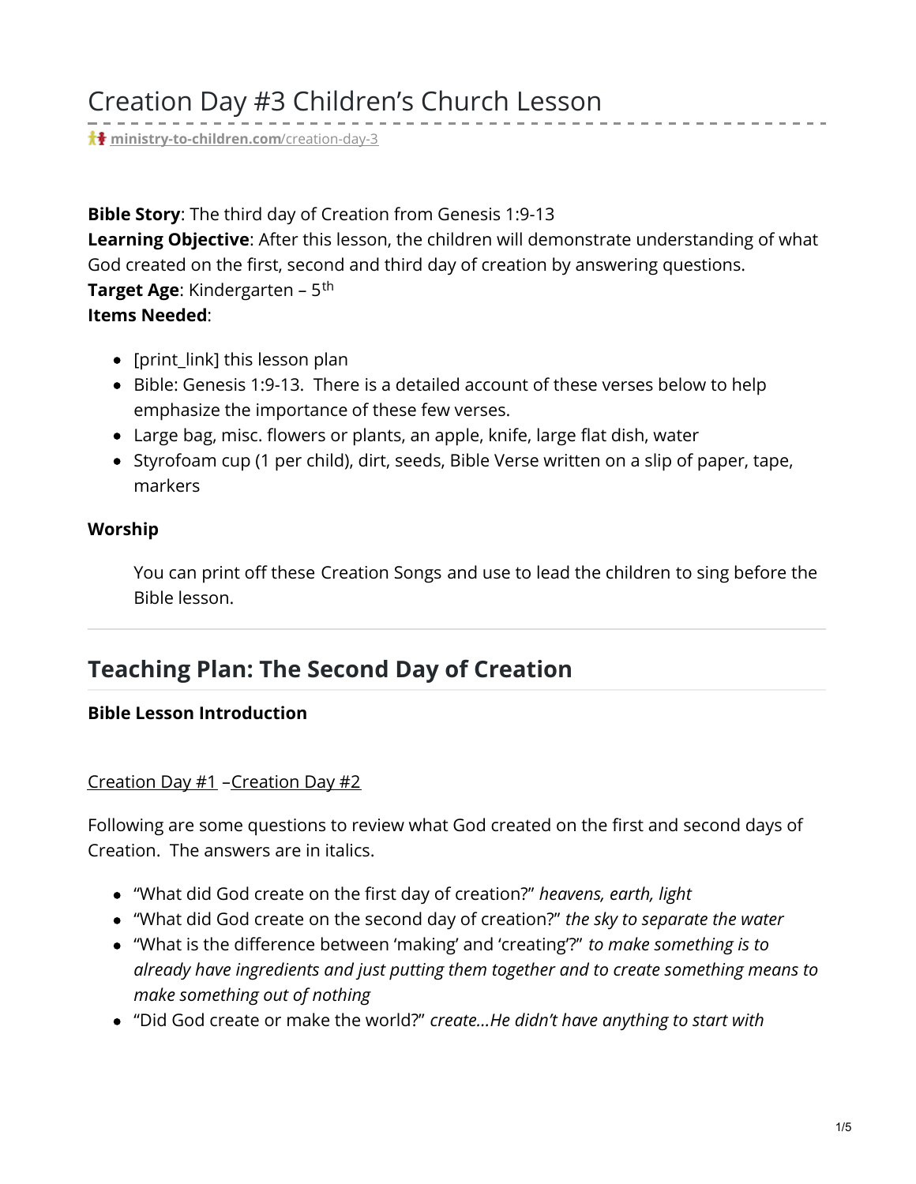# Creation Day #3 Children's Church Lesson

**ministry-to-children.com**/creation-day-3

**Bible Story**: The third day of Creation from Genesis 1:9-13
**Learning Objective**: After this lesson, the children will demonstrate understanding of what God created on the first, second and third day of creation by answering questions.
**Target Age**: Kindergarten – 5th
**Items Needed**:

- [print_link] this lesson plan
- Bible: Genesis 1:9-13. There is a detailed account of these verses below to help emphasize the importance of these few verses.
- Large bag, misc. flowers or plants, an apple, knife, large flat dish, water
- Styrofoam cup (1 per child), dirt, seeds, Bible Verse written on a slip of paper, tape, markers

**Worship**

> You can print off these Creation Songs and use to lead the children to sing before the Bible lesson.

---

## Teaching Plan: The Second Day of Creation

**Bible Lesson Introduction**

Creation Day #1 –Creation Day #2

Following are some questions to review what God created on the first and second days of Creation. The answers are in italics.

- "What did God create on the first day of creation?" *heavens, earth, light*
- "What did God create on the second day of creation?" *the sky to separate the water*
- "What is the difference between 'making' and 'creating'?" *to make something is to already have ingredients and just putting them together and to create something means to make something out of nothing*
- "Did God create or make the world?" *create…He didn't have anything to start with*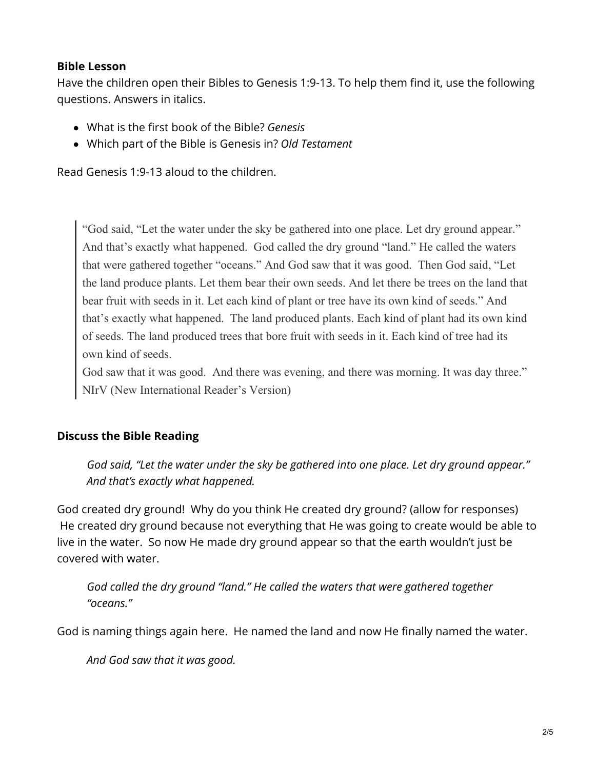**Bible Lesson**

Have the children open their Bibles to Genesis 1:9-13. To help them find it, use the following questions. Answers in italics.

- What is the first book of the Bible? *Genesis*
- Which part of the Bible is Genesis in? *Old Testament*

Read Genesis 1:9-13 aloud to the children.

> "God said, "Let the water under the sky be gathered into one place. Let dry ground appear." And that's exactly what happened. God called the dry ground "land." He called the waters that were gathered together "oceans." And God saw that it was good. Then God said, "Let the land produce plants. Let them bear their own seeds. And let there be trees on the land that bear fruit with seeds in it. Let each kind of plant or tree have its own kind of seeds." And that's exactly what happened. The land produced plants. Each kind of plant had its own kind of seeds. The land produced trees that bore fruit with seeds in it. Each kind of tree had its own kind of seeds.
> God saw that it was good. And there was evening, and there was morning. It was day three."
> NIrV (New International Reader's Version)

**Discuss the Bible Reading**

> *God said, "Let the water under the sky be gathered into one place. Let dry ground appear." And that's exactly what happened.*

God created dry ground! Why do you think He created dry ground? (allow for responses) He created dry ground because not everything that He was going to create would be able to live in the water. So now He made dry ground appear so that the earth wouldn't just be covered with water.

> *God called the dry ground "land." He called the waters that were gathered together "oceans."*

God is naming things again here. He named the land and now He finally named the water.

> *And God saw that it was good.*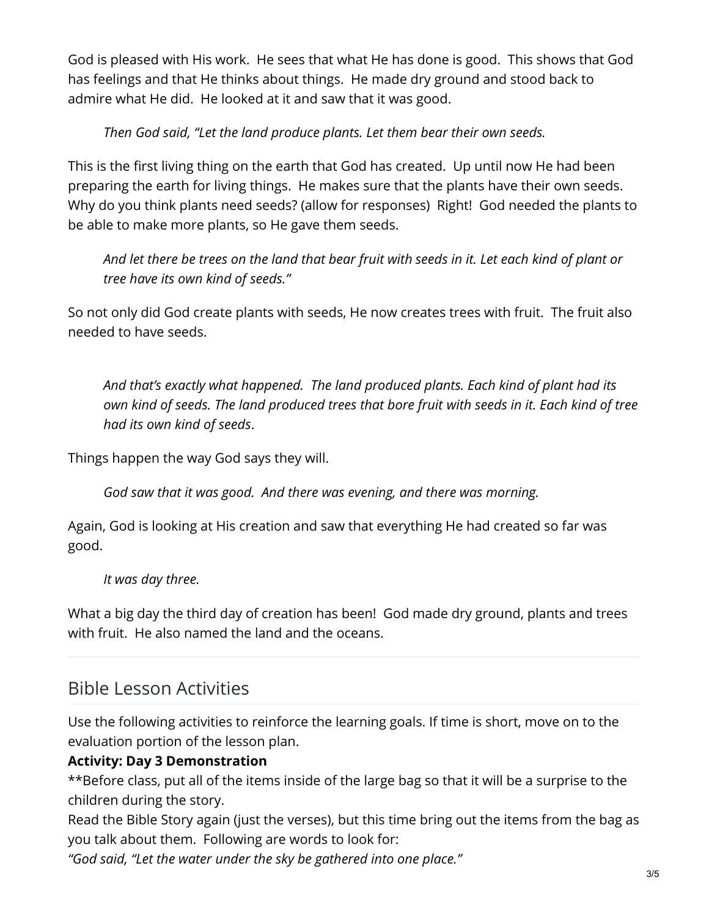God is pleased with His work.  He sees that what He has done is good.  This shows that God has feelings and that He thinks about things.  He made dry ground and stood back to admire what He did.  He looked at it and saw that it was good.

> *Then God said, "Let the land produce plants. Let them bear their own seeds.*

This is the first living thing on the earth that God has created.  Up until now He had been preparing the earth for living things.  He makes sure that the plants have their own seeds.  Why do you think plants need seeds? (allow for responses)  Right!  God needed the plants to be able to make more plants, so He gave them seeds.

> *And let there be trees on the land that bear fruit with seeds in it. Let each kind of plant or tree have its own kind of seeds."*

So not only did God create plants with seeds, He now creates trees with fruit.  The fruit also needed to have seeds.

> *And that's exactly what happened.  The land produced plants. Each kind of plant had its own kind of seeds. The land produced trees that bore fruit with seeds in it. Each kind of tree had its own kind of seeds*.

Things happen the way God says they will.

> *God saw that it was good.  And there was evening, and there was morning.*

Again, God is looking at His creation and saw that everything He had created so far was good.

> *It was day three.*

What a big day the third day of creation has been!  God made dry ground, plants and trees with fruit.  He also named the land and the oceans.

---

## Bible Lesson Activities

Use the following activities to reinforce the learning goals. If time is short, move on to the evaluation portion of the lesson plan.

**Activity: Day 3 Demonstration**

**Before class, put all of the items inside of the large bag so that it will be a surprise to the children during the story.

Read the Bible Story again (just the verses), but this time bring out the items from the bag as you talk about them.  Following are words to look for:

*"God said, "Let the water under the sky be gathered into one place."*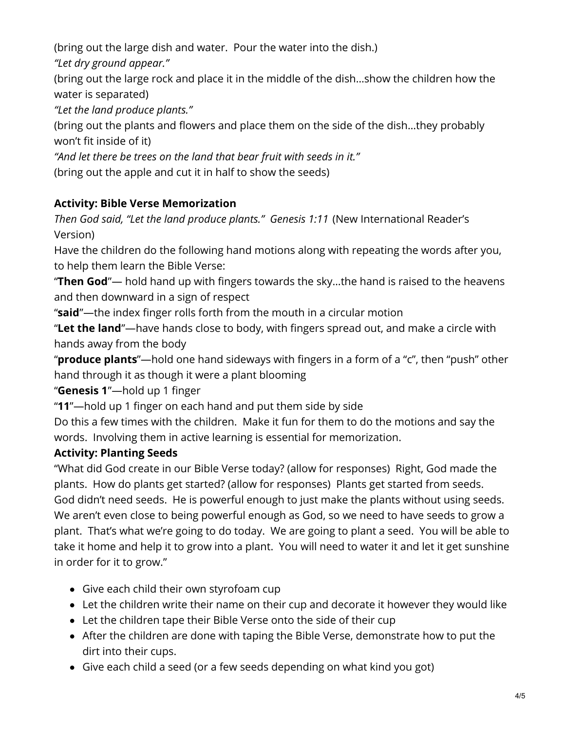(bring out the large dish and water. Pour the water into the dish.)

*"Let dry ground appear."*

(bring out the large rock and place it in the middle of the dish…show the children how the water is separated)

*"Let the land produce plants."*

(bring out the plants and flowers and place them on the side of the dish…they probably won't fit inside of it)

*"And let there be trees on the land that bear fruit with seeds in it."*

(bring out the apple and cut it in half to show the seeds)

**Activity: Bible Verse Memorization**

*Then God said, "Let the land produce plants." Genesis 1:11* (New International Reader's Version)

Have the children do the following hand motions along with repeating the words after you, to help them learn the Bible Verse:

"**Then God**"— hold hand up with fingers towards the sky…the hand is raised to the heavens and then downward in a sign of respect

"**said**"—the index finger rolls forth from the mouth in a circular motion

"**Let the land**"—have hands close to body, with fingers spread out, and make a circle with hands away from the body

"**produce plants**"—hold one hand sideways with fingers in a form of a "c", then "push" other hand through it as though it were a plant blooming

"**Genesis 1**"—hold up 1 finger

"**11**"—hold up 1 finger on each hand and put them side by side

Do this a few times with the children. Make it fun for them to do the motions and say the words. Involving them in active learning is essential for memorization.

**Activity: Planting Seeds**

"What did God create in our Bible Verse today? (allow for responses) Right, God made the plants. How do plants get started? (allow for responses) Plants get started from seeds. God didn't need seeds. He is powerful enough to just make the plants without using seeds. We aren't even close to being powerful enough as God, so we need to have seeds to grow a plant. That's what we're going to do today. We are going to plant a seed. You will be able to take it home and help it to grow into a plant. You will need to water it and let it get sunshine in order for it to grow."

- Give each child their own styrofoam cup
- Let the children write their name on their cup and decorate it however they would like
- Let the children tape their Bible Verse onto the side of their cup
- After the children are done with taping the Bible Verse, demonstrate how to put the dirt into their cups.
- Give each child a seed (or a few seeds depending on what kind you got)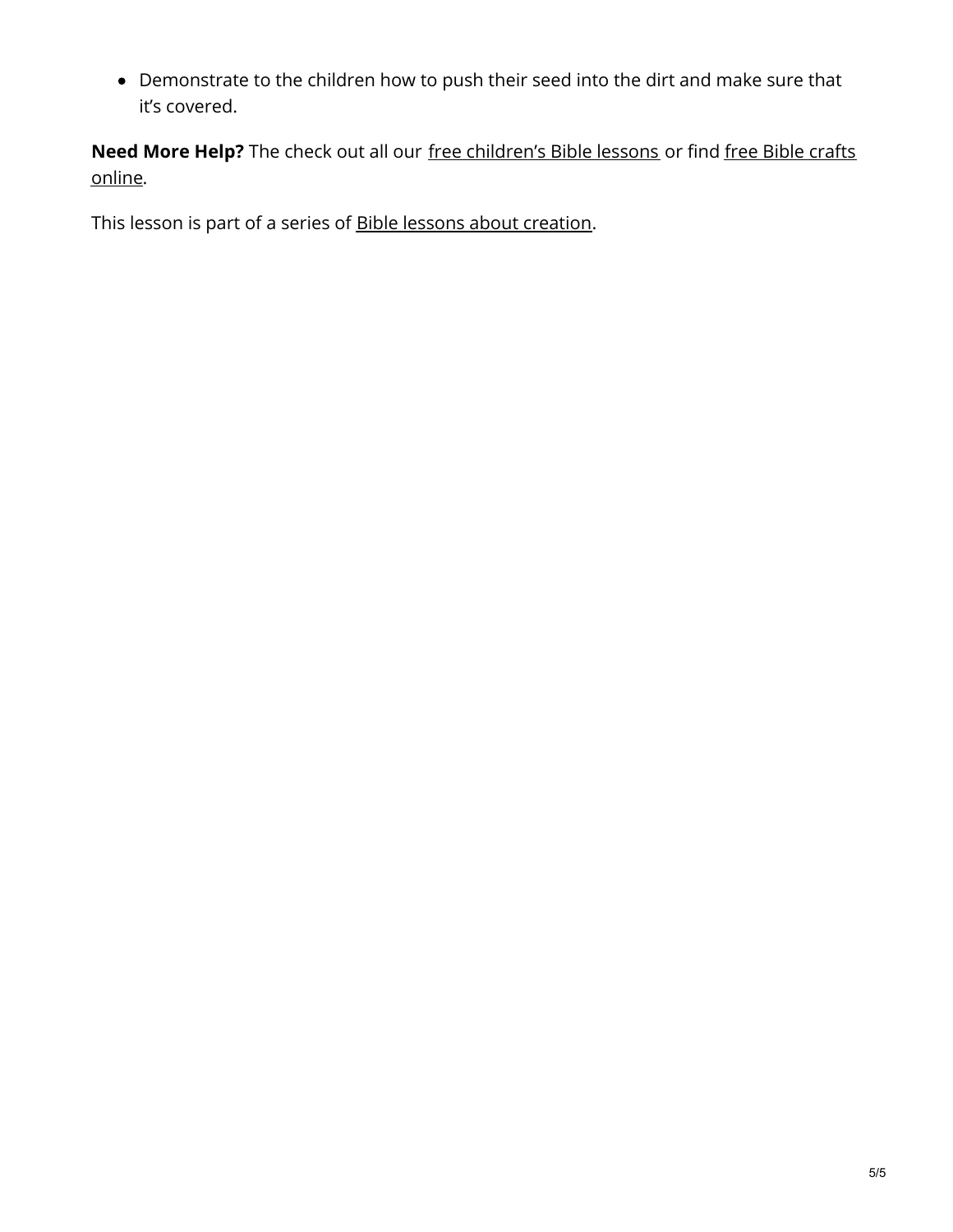- Demonstrate to the children how to push their seed into the dirt and make sure that it's covered.

**Need More Help?** The check out all our free children's Bible lessons or find free Bible crafts online.

This lesson is part of a series of Bible lessons about creation.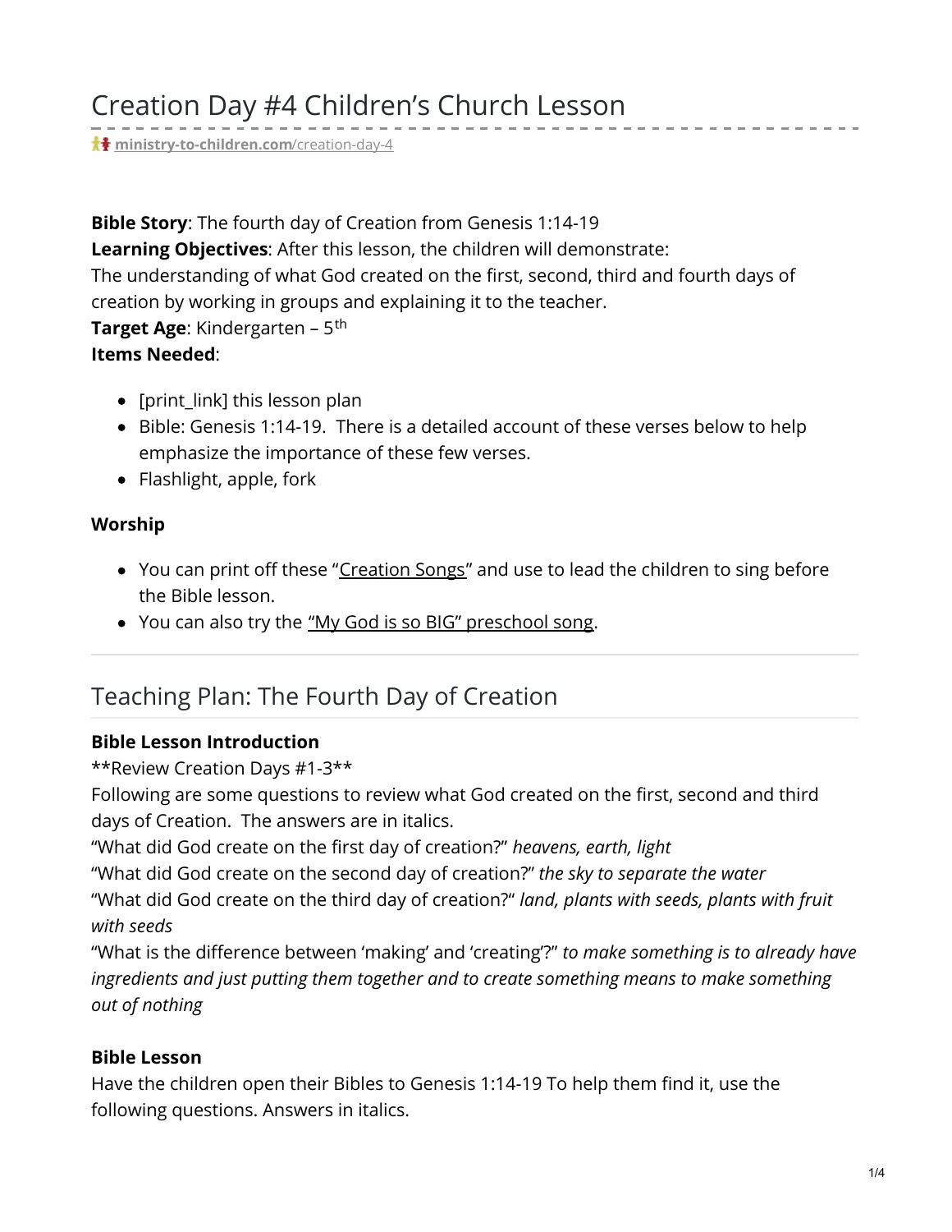# Creation Day #4 Children's Church Lesson

**ministry-to-children.com**/creation-day-4

**Bible Story**: The fourth day of Creation from Genesis 1:14-19
**Learning Objectives**: After this lesson, the children will demonstrate:
The understanding of what God created on the first, second, third and fourth days of creation by working in groups and explaining it to the teacher.
**Target Age**: Kindergarten – 5th
**Items Needed**:

- [print_link] this lesson plan
- Bible: Genesis 1:14-19. There is a detailed account of these verses below to help emphasize the importance of these few verses.
- Flashlight, apple, fork

**Worship**

- You can print off these "Creation Songs" and use to lead the children to sing before the Bible lesson.
- You can also try the "My God is so BIG" preschool song.

## Teaching Plan: The Fourth Day of Creation

**Bible Lesson Introduction**
**Review Creation Days #1-3**
Following are some questions to review what God created on the first, second and third days of Creation. The answers are in italics.
"What did God create on the first day of creation?" *heavens, earth, light*
"What did God create on the second day of creation?" *the sky to separate the water*
"What did God create on the third day of creation?" *land, plants with seeds, plants with fruit with seeds*
"What is the difference between 'making' and 'creating'?" *to make something is to already have ingredients and just putting them together and to create something means to make something out of nothing*

**Bible Lesson**
Have the children open their Bibles to Genesis 1:14-19 To help them find it, use the following questions. Answers in italics.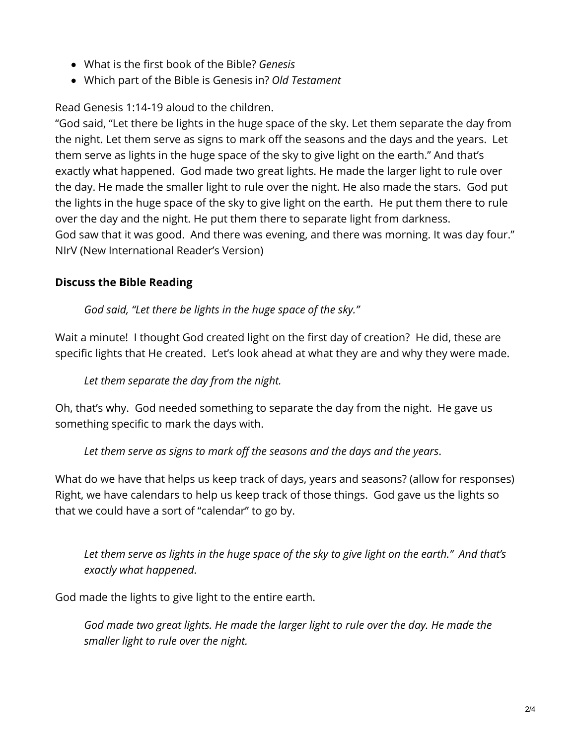- What is the first book of the Bible? *Genesis*
- Which part of the Bible is Genesis in? *Old Testament*

Read Genesis 1:14-19 aloud to the children.

"God said, "Let there be lights in the huge space of the sky. Let them separate the day from the night. Let them serve as signs to mark off the seasons and the days and the years. Let them serve as lights in the huge space of the sky to give light on the earth." And that's exactly what happened. God made two great lights. He made the larger light to rule over the day. He made the smaller light to rule over the night. He also made the stars. God put the lights in the huge space of the sky to give light on the earth. He put them there to rule over the day and the night. He put them there to separate light from darkness.
God saw that it was good. And there was evening, and there was morning. It was day four."
NIrV (New International Reader's Version)

**Discuss the Bible Reading**

> *God said, "Let there be lights in the huge space of the sky."*

Wait a minute! I thought God created light on the first day of creation? He did, these are specific lights that He created. Let's look ahead at what they are and why they were made.

> *Let them separate the day from the night.*

Oh, that's why. God needed something to separate the day from the night. He gave us something specific to mark the days with.

> *Let them serve as signs to mark off the seasons and the days and the years*.

What do we have that helps us keep track of days, years and seasons? (allow for responses) Right, we have calendars to help us keep track of those things. God gave us the lights so that we could have a sort of "calendar" to go by.

> *Let them serve as lights in the huge space of the sky to give light on the earth." And that's exactly what happened*.

God made the lights to give light to the entire earth.

> *God made two great lights. He made the larger light to rule over the day. He made the smaller light to rule over the night.*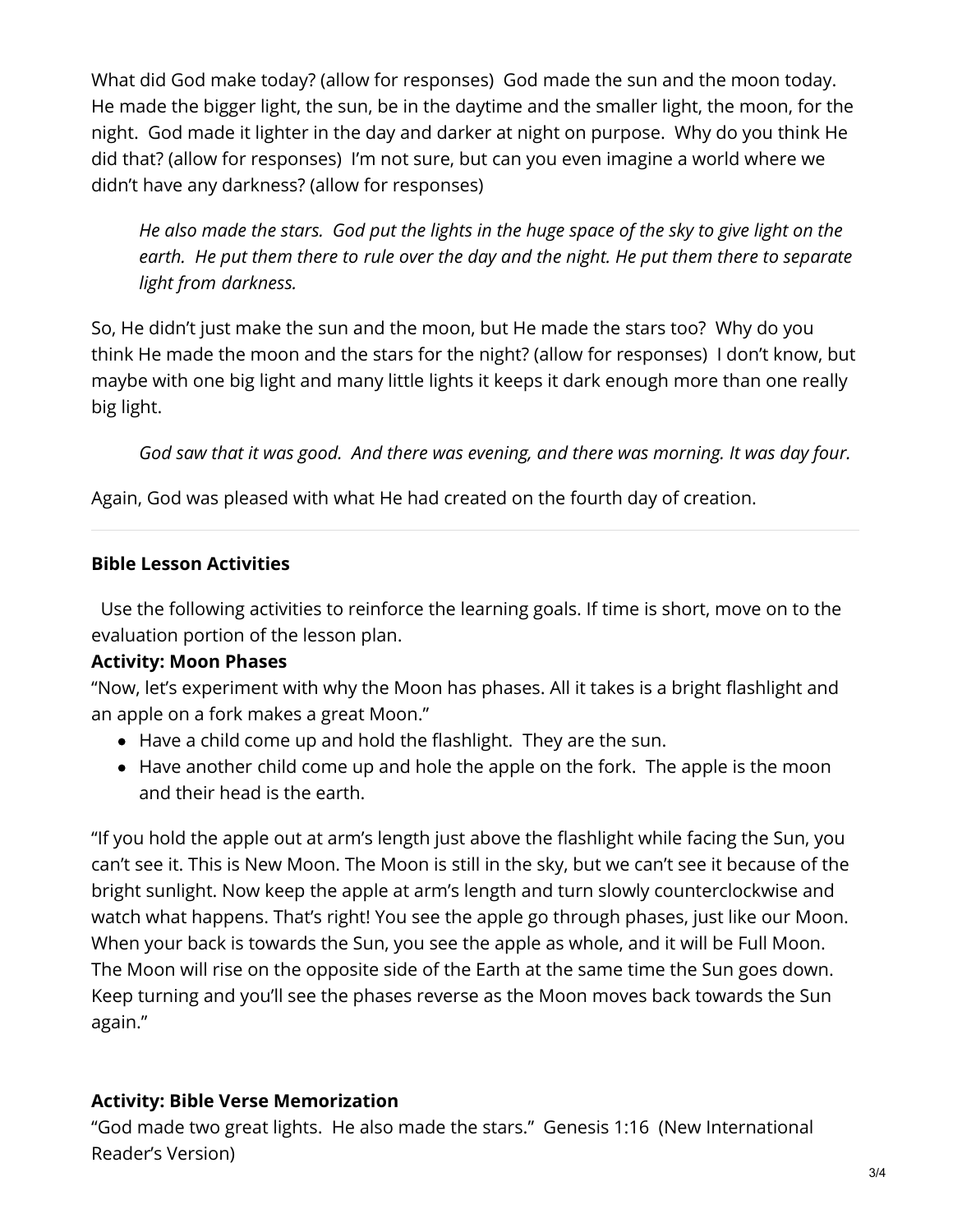What did God make today? (allow for responses)  God made the sun and the moon today. He made the bigger light, the sun, be in the daytime and the smaller light, the moon, for the night.  God made it lighter in the day and darker at night on purpose.  Why do you think He did that? (allow for responses)  I'm not sure, but can you even imagine a world where we didn't have any darkness? (allow for responses)

> *He also made the stars.  God put the lights in the huge space of the sky to give light on the earth.  He put them there to rule over the day and the night. He put them there to separate light from darkness.*

So, He didn't just make the sun and the moon, but He made the stars too?  Why do you think He made the moon and the stars for the night? (allow for responses)  I don't know, but maybe with one big light and many little lights it keeps it dark enough more than one really big light.

> *God saw that it was good.  And there was evening, and there was morning. It was day four.*

Again, God was pleased with what He had created on the fourth day of creation.

---

**Bible Lesson Activities**

Use the following activities to reinforce the learning goals. If time is short, move on to the evaluation portion of the lesson plan.

**Activity: Moon Phases**

"Now, let's experiment with why the Moon has phases. All it takes is a bright flashlight and an apple on a fork makes a great Moon."

- Have a child come up and hold the flashlight.  They are the sun.
- Have another child come up and hole the apple on the fork.  The apple is the moon and their head is the earth.

"If you hold the apple out at arm's length just above the flashlight while facing the Sun, you can't see it. This is New Moon. The Moon is still in the sky, but we can't see it because of the bright sunlight. Now keep the apple at arm's length and turn slowly counterclockwise and watch what happens. That's right! You see the apple go through phases, just like our Moon. When your back is towards the Sun, you see the apple as whole, and it will be Full Moon. The Moon will rise on the opposite side of the Earth at the same time the Sun goes down. Keep turning and you'll see the phases reverse as the Moon moves back towards the Sun again."

**Activity: Bible Verse Memorization**

"God made two great lights.  He also made the stars."  Genesis 1:16  (New International Reader's Version)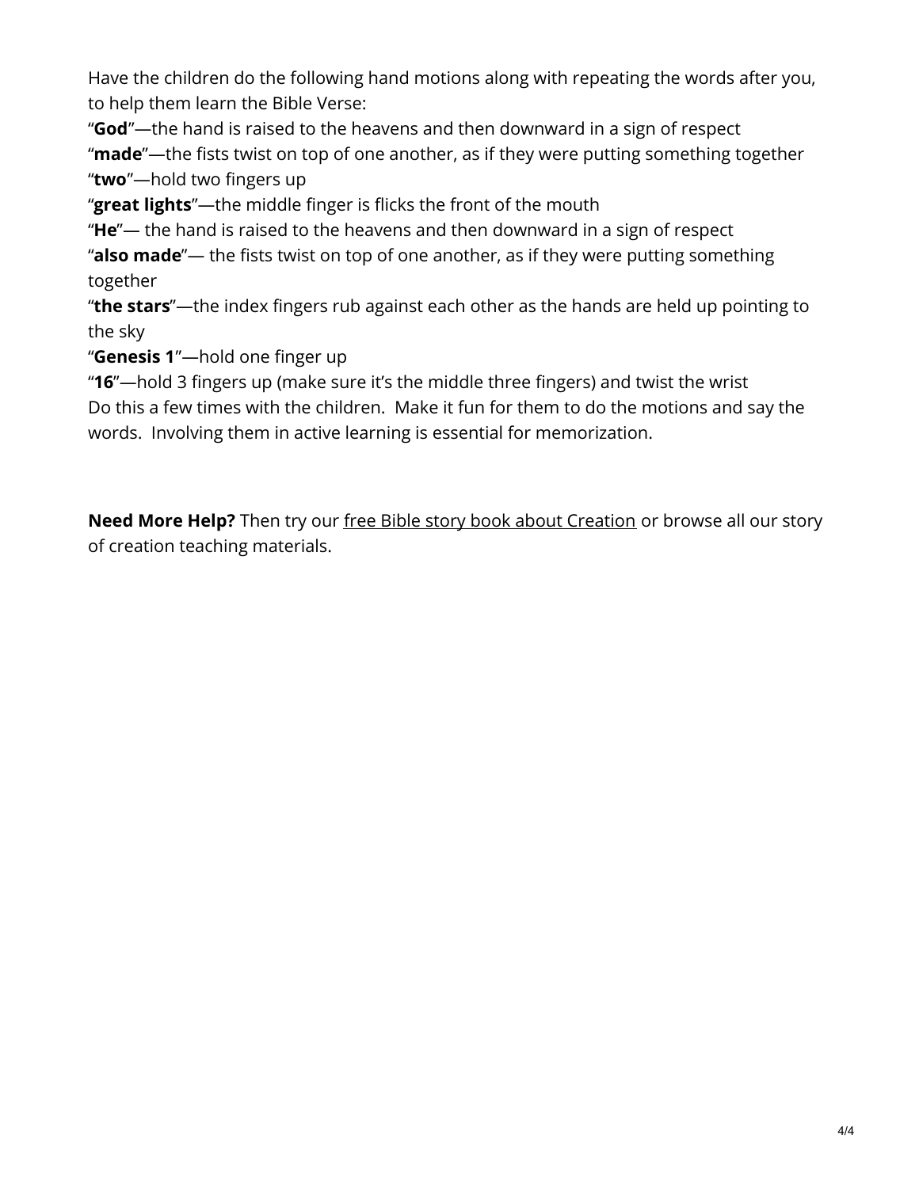Have the children do the following hand motions along with repeating the words after you, to help them learn the Bible Verse:

"**God**"—the hand is raised to the heavens and then downward in a sign of respect
"**made**"—the fists twist on top of one another, as if they were putting something together
"**two**"—hold two fingers up
"**great lights**"—the middle finger is flicks the front of the mouth
"**He**"— the hand is raised to the heavens and then downward in a sign of respect
"**also made**"— the fists twist on top of one another, as if they were putting something together
"**the stars**"—the index fingers rub against each other as the hands are held up pointing to the sky
"**Genesis 1**"—hold one finger up
"**16**"—hold 3 fingers up (make sure it's the middle three fingers) and twist the wrist

Do this a few times with the children. Make it fun for them to do the motions and say the words. Involving them in active learning is essential for memorization.

**Need More Help?** Then try our free Bible story book about Creation or browse all our story of creation teaching materials.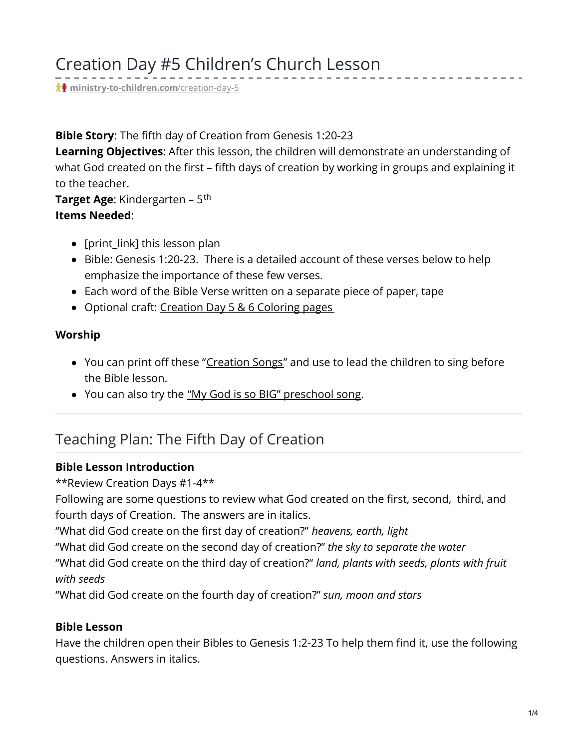# Creation Day #5 Children's Church Lesson

ministry-to-children.com/creation-day-5

**Bible Story**: The fifth day of Creation from Genesis 1:20-23
**Learning Objectives**: After this lesson, the children will demonstrate an understanding of what God created on the first – fifth days of creation by working in groups and explaining it to the teacher.
**Target Age**: Kindergarten – 5$^{th}$
**Items Needed**:

- [print_link] this lesson plan
- Bible: Genesis 1:20-23. There is a detailed account of these verses below to help emphasize the importance of these few verses.
- Each word of the Bible Verse written on a separate piece of paper, tape
- Optional craft: Creation Day 5 & 6 Coloring pages

**Worship**

- You can print off these "Creation Songs" and use to lead the children to sing before the Bible lesson.
- You can also try the "My God is so BIG" preschool song.

## Teaching Plan: The Fifth Day of Creation

**Bible Lesson Introduction**
**Review Creation Days #1-4**
Following are some questions to review what God created on the first, second, third, and fourth days of Creation. The answers are in italics.
"What did God create on the first day of creation?" *heavens, earth, light*
"What did God create on the second day of creation?" *the sky to separate the water*
"What did God create on the third day of creation?" *land, plants with seeds, plants with fruit with seeds*
"What did God create on the fourth day of creation?" *sun, moon and stars*

**Bible Lesson**
Have the children open their Bibles to Genesis 1:2-23 To help them find it, use the following questions. Answers in italics.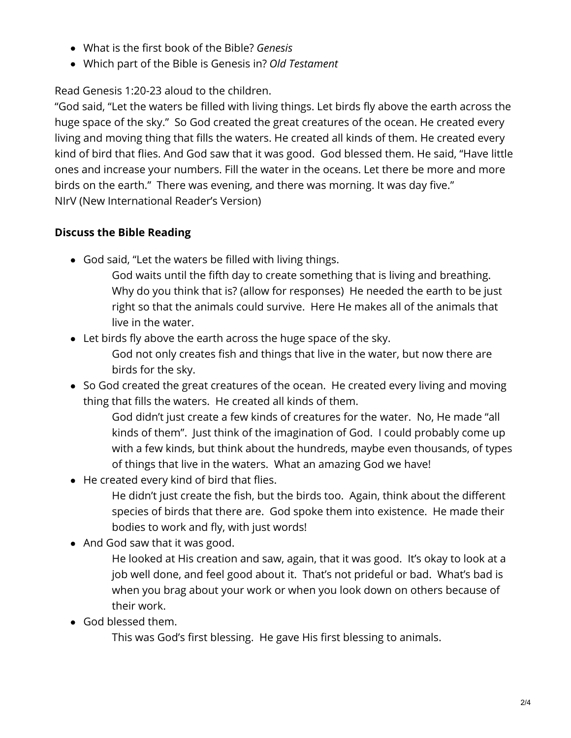- What is the first book of the Bible? *Genesis*
- Which part of the Bible is Genesis in? *Old Testament*

Read Genesis 1:20-23 aloud to the children.

"God said, "Let the waters be filled with living things. Let birds fly above the earth across the huge space of the sky." So God created the great creatures of the ocean. He created every living and moving thing that fills the waters. He created all kinds of them. He created every kind of bird that flies. And God saw that it was good. God blessed them. He said, "Have little ones and increase your numbers. Fill the water in the oceans. Let there be more and more birds on the earth." There was evening, and there was morning. It was day five."
NIrV (New International Reader's Version)

**Discuss the Bible Reading**

- God said, "Let the waters be filled with living things.
  
  God waits until the fifth day to create something that is living and breathing. Why do you think that is? (allow for responses) He needed the earth to be just right so that the animals could survive. Here He makes all of the animals that live in the water.
- Let birds fly above the earth across the huge space of the sky.
  
  God not only creates fish and things that live in the water, but now there are birds for the sky.
- So God created the great creatures of the ocean. He created every living and moving thing that fills the waters. He created all kinds of them.
  
  God didn't just create a few kinds of creatures for the water. No, He made "all kinds of them". Just think of the imagination of God. I could probably come up with a few kinds, but think about the hundreds, maybe even thousands, of types of things that live in the waters. What an amazing God we have!
- He created every kind of bird that flies.
  
  He didn't just create the fish, but the birds too. Again, think about the different species of birds that there are. God spoke them into existence. He made their bodies to work and fly, with just words!
- And God saw that it was good.
  
  He looked at His creation and saw, again, that it was good. It's okay to look at a job well done, and feel good about it. That's not prideful or bad. What's bad is when you brag about your work or when you look down on others because of their work.
- God blessed them.
  
  This was God's first blessing. He gave His first blessing to animals.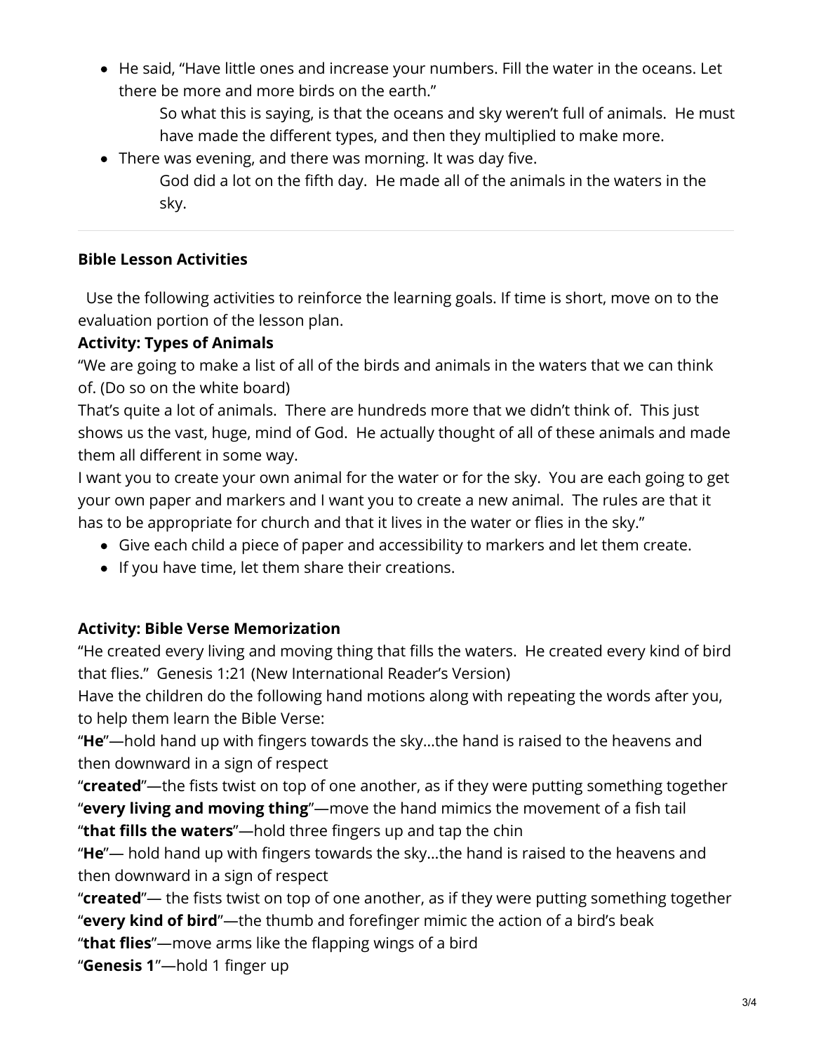- He said, "Have little ones and increase your numbers. Fill the water in the oceans. Let there be more and more birds on the earth."

  So what this is saying, is that the oceans and sky weren't full of animals. He must have made the different types, and then they multiplied to make more.

- There was evening, and there was morning. It was day five.

  God did a lot on the fifth day. He made all of the animals in the waters in the sky.

---

**Bible Lesson Activities**

Use the following activities to reinforce the learning goals. If time is short, move on to the evaluation portion of the lesson plan.

**Activity: Types of Animals**

"We are going to make a list of all of the birds and animals in the waters that we can think of. (Do so on the white board)

That's quite a lot of animals. There are hundreds more that we didn't think of. This just shows us the vast, huge, mind of God. He actually thought of all of these animals and made them all different in some way.

I want you to create your own animal for the water or for the sky. You are each going to get your own paper and markers and I want you to create a new animal. The rules are that it has to be appropriate for church and that it lives in the water or flies in the sky."

- Give each child a piece of paper and accessibility to markers and let them create.
- If you have time, let them share their creations.

**Activity: Bible Verse Memorization**

"He created every living and moving thing that fills the waters. He created every kind of bird that flies." Genesis 1:21 (New International Reader's Version)

Have the children do the following hand motions along with repeating the words after you, to help them learn the Bible Verse:

"**He**"—hold hand up with fingers towards the sky…the hand is raised to the heavens and then downward in a sign of respect

"**created**"—the fists twist on top of one another, as if they were putting something together

"**every living and moving thing**"—move the hand mimics the movement of a fish tail

"**that fills the waters**"—hold three fingers up and tap the chin

"**He**"— hold hand up with fingers towards the sky…the hand is raised to the heavens and then downward in a sign of respect

"**created**"— the fists twist on top of one another, as if they were putting something together

"**every kind of bird**"—the thumb and forefinger mimic the action of a bird's beak

"**that flies**"—move arms like the flapping wings of a bird

"**Genesis 1**"—hold 1 finger up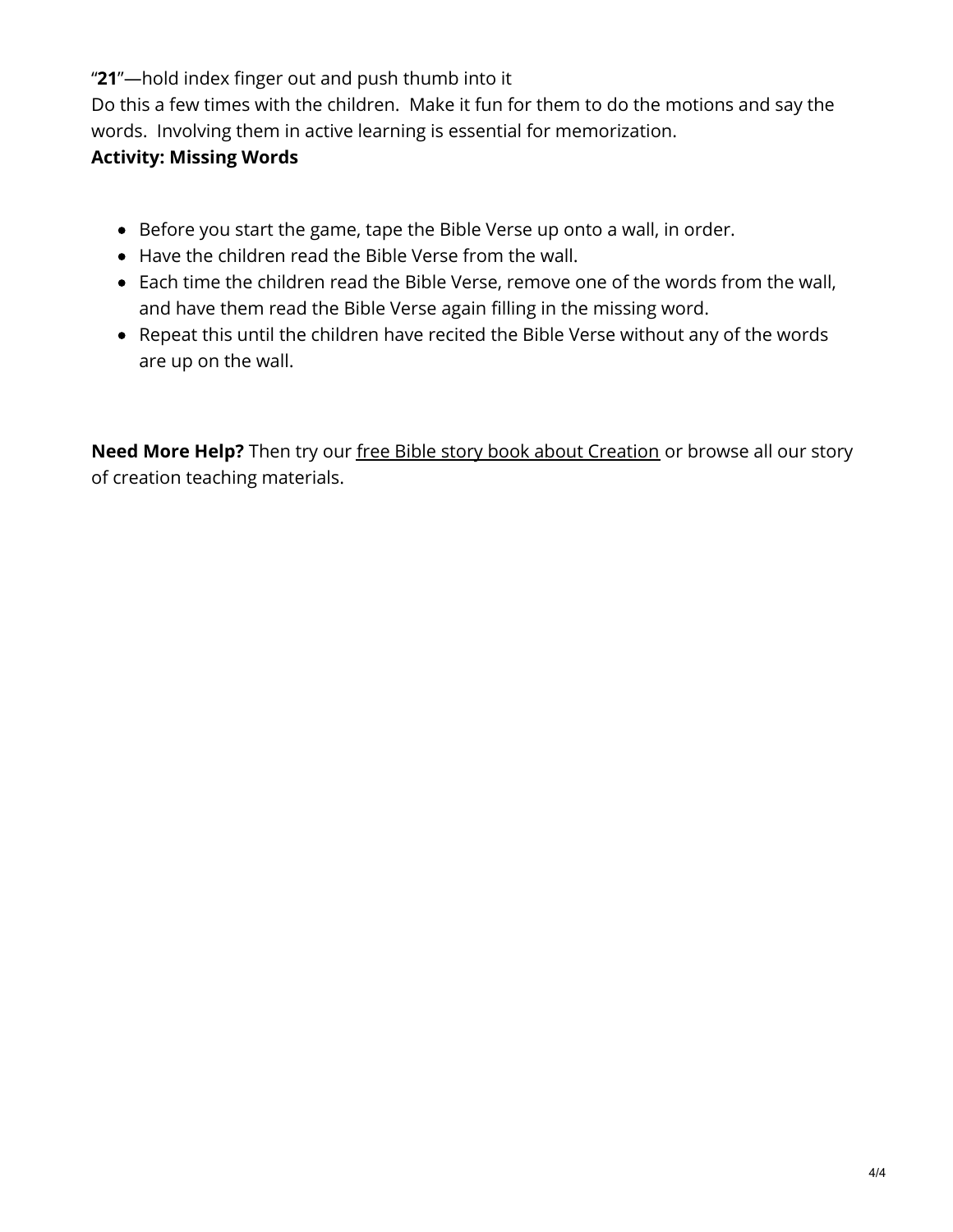"**21**"—hold index finger out and push thumb into it

Do this a few times with the children. Make it fun for them to do the motions and say the words. Involving them in active learning is essential for memorization.

**Activity: Missing Words**

- Before you start the game, tape the Bible Verse up onto a wall, in order.
- Have the children read the Bible Verse from the wall.
- Each time the children read the Bible Verse, remove one of the words from the wall, and have them read the Bible Verse again filling in the missing word.
- Repeat this until the children have recited the Bible Verse without any of the words are up on the wall.

**Need More Help?** Then try our free Bible story book about Creation or browse all our story of creation teaching materials.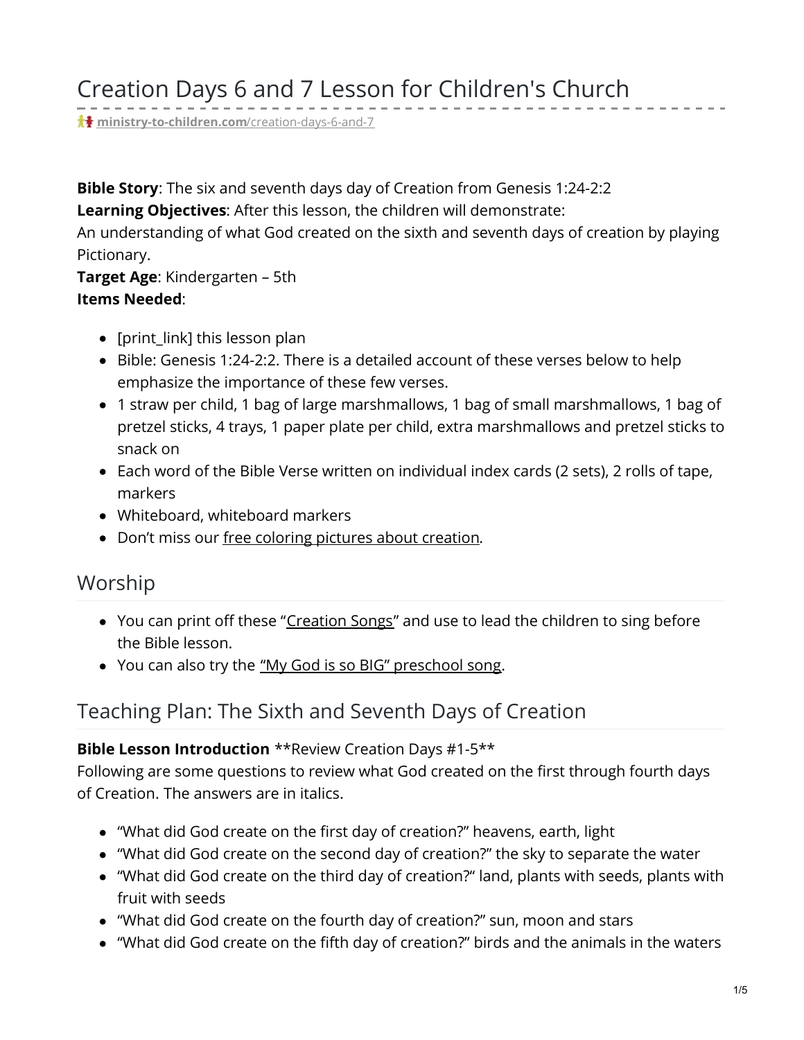# Creation Days 6 and 7 Lesson for Children's Church

[ministry-to-children.com/creation-days-6-and-7](ministry-to-children.com/creation-days-6-and-7)

**Bible Story**: The six and seventh days day of Creation from Genesis 1:24-2:2
**Learning Objectives**: After this lesson, the children will demonstrate:
An understanding of what God created on the sixth and seventh days of creation by playing Pictionary.
**Target Age**: Kindergarten – 5th
**Items Needed**:

- [print_link] this lesson plan
- Bible: Genesis 1:24-2:2. There is a detailed account of these verses below to help emphasize the importance of these few verses.
- 1 straw per child, 1 bag of large marshmallows, 1 bag of small marshmallows, 1 bag of pretzel sticks, 4 trays, 1 paper plate per child, extra marshmallows and pretzel sticks to snack on
- Each word of the Bible Verse written on individual index cards (2 sets), 2 rolls of tape, markers
- Whiteboard, whiteboard markers
- Don't miss our free coloring pictures about creation.

## Worship

- You can print off these "Creation Songs" and use to lead the children to sing before the Bible lesson.
- You can also try the "My God is so BIG" preschool song.

## Teaching Plan: The Sixth and Seventh Days of Creation

**Bible Lesson Introduction** **Review Creation Days #1-5**
Following are some questions to review what God created on the first through fourth days of Creation. The answers are in italics.

- "What did God create on the first day of creation?" heavens, earth, light
- "What did God create on the second day of creation?" the sky to separate the water
- "What did God create on the third day of creation?" land, plants with seeds, plants with fruit with seeds
- "What did God create on the fourth day of creation?" sun, moon and stars
- "What did God create on the fifth day of creation?" birds and the animals in the waters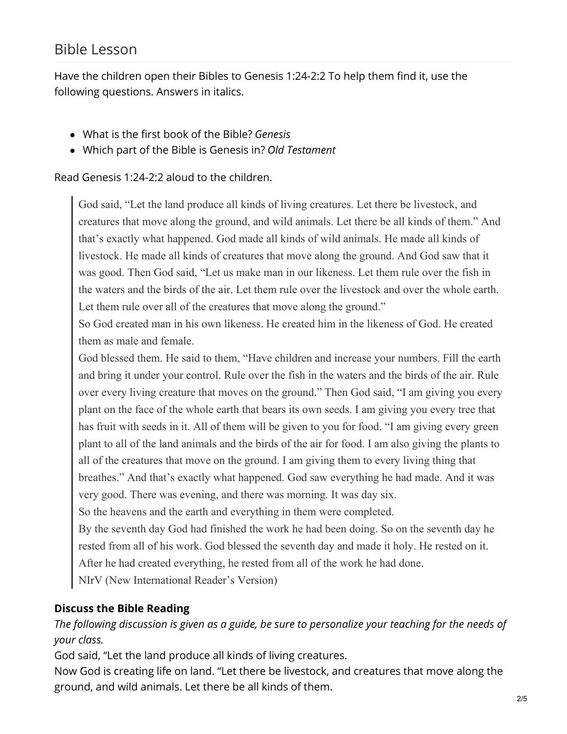## Bible Lesson

Have the children open their Bibles to Genesis 1:24-2:2 To help them find it, use the following questions. Answers in italics.

- What is the first book of the Bible? *Genesis*
- Which part of the Bible is Genesis in? *Old Testament*

Read Genesis 1:24-2:2 aloud to the children.

> God said, "Let the land produce all kinds of living creatures. Let there be livestock, and creatures that move along the ground, and wild animals. Let there be all kinds of them." And that's exactly what happened. God made all kinds of wild animals. He made all kinds of livestock. He made all kinds of creatures that move along the ground. And God saw that it was good. Then God said, "Let us make man in our likeness. Let them rule over the fish in the waters and the birds of the air. Let them rule over the livestock and over the whole earth. Let them rule over all of the creatures that move along the ground."
> So God created man in his own likeness. He created him in the likeness of God. He created them as male and female.
> God blessed them. He said to them, "Have children and increase your numbers. Fill the earth and bring it under your control. Rule over the fish in the waters and the birds of the air. Rule over every living creature that moves on the ground." Then God said, "I am giving you every plant on the face of the whole earth that bears its own seeds. I am giving you every tree that has fruit with seeds in it. All of them will be given to you for food. "I am giving every green plant to all of the land animals and the birds of the air for food. I am also giving the plants to all of the creatures that move on the ground. I am giving them to every living thing that breathes." And that's exactly what happened. God saw everything he had made. And it was very good. There was evening, and there was morning. It was day six.
> So the heavens and the earth and everything in them were completed.
> By the seventh day God had finished the work he had been doing. So on the seventh day he rested from all of his work. God blessed the seventh day and made it holy. He rested on it. After he had created everything, he rested from all of the work he had done.
> NIrV (New International Reader's Version)

**Discuss the Bible Reading**

*The following discussion is given as a guide, be sure to personalize your teaching for the needs of your class.*

God said, "Let the land produce all kinds of living creatures.

Now God is creating life on land. "Let there be livestock, and creatures that move along the ground, and wild animals. Let there be all kinds of them.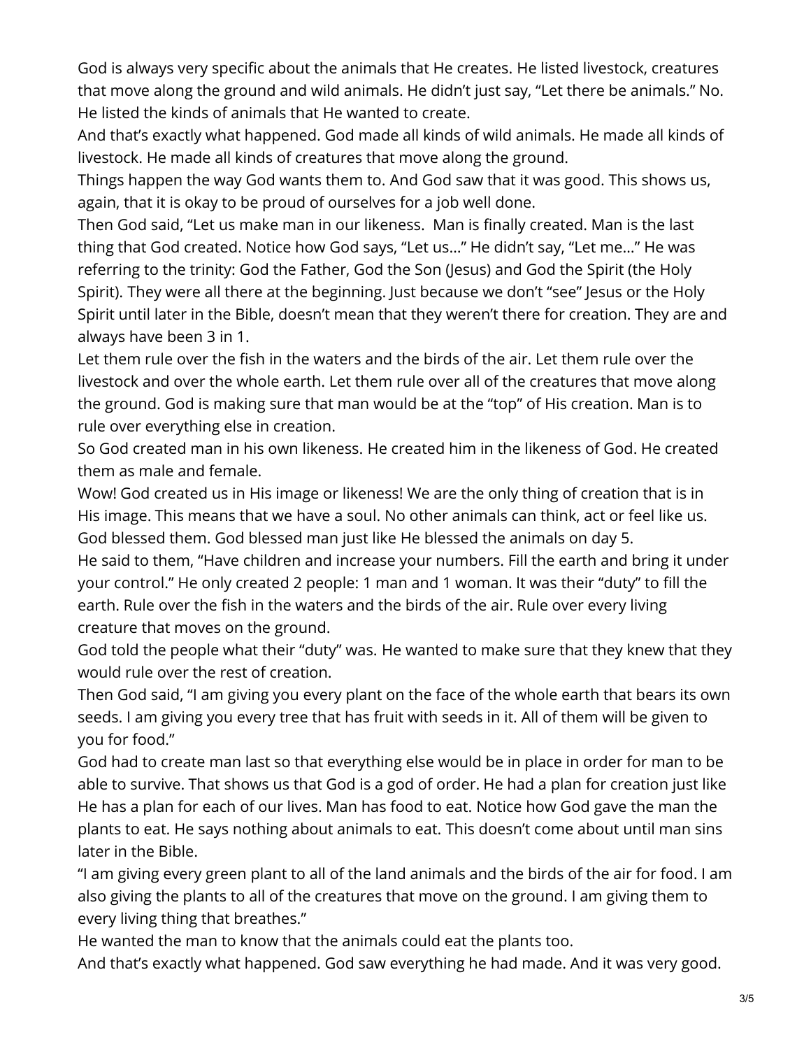God is always very specific about the animals that He creates. He listed livestock, creatures that move along the ground and wild animals. He didn't just say, "Let there be animals." No. He listed the kinds of animals that He wanted to create.

And that's exactly what happened. God made all kinds of wild animals. He made all kinds of livestock. He made all kinds of creatures that move along the ground.

Things happen the way God wants them to. And God saw that it was good. This shows us, again, that it is okay to be proud of ourselves for a job well done.

Then God said, "Let us make man in our likeness. Man is finally created. Man is the last thing that God created. Notice how God says, "Let us…" He didn't say, "Let me…" He was referring to the trinity: God the Father, God the Son (Jesus) and God the Spirit (the Holy Spirit). They were all there at the beginning. Just because we don't "see" Jesus or the Holy Spirit until later in the Bible, doesn't mean that they weren't there for creation. They are and always have been 3 in 1.

Let them rule over the fish in the waters and the birds of the air. Let them rule over the livestock and over the whole earth. Let them rule over all of the creatures that move along the ground. God is making sure that man would be at the "top" of His creation. Man is to rule over everything else in creation.

So God created man in his own likeness. He created him in the likeness of God. He created them as male and female.

Wow! God created us in His image or likeness! We are the only thing of creation that is in His image. This means that we have a soul. No other animals can think, act or feel like us.

God blessed them. God blessed man just like He blessed the animals on day 5.

He said to them, "Have children and increase your numbers. Fill the earth and bring it under your control." He only created 2 people: 1 man and 1 woman. It was their "duty" to fill the earth. Rule over the fish in the waters and the birds of the air. Rule over every living creature that moves on the ground.

God told the people what their "duty" was. He wanted to make sure that they knew that they would rule over the rest of creation.

Then God said, "I am giving you every plant on the face of the whole earth that bears its own seeds. I am giving you every tree that has fruit with seeds in it. All of them will be given to you for food."

God had to create man last so that everything else would be in place in order for man to be able to survive. That shows us that God is a god of order. He had a plan for creation just like He has a plan for each of our lives. Man has food to eat. Notice how God gave the man the plants to eat. He says nothing about animals to eat. This doesn't come about until man sins later in the Bible.

"I am giving every green plant to all of the land animals and the birds of the air for food. I am also giving the plants to all of the creatures that move on the ground. I am giving them to every living thing that breathes."

He wanted the man to know that the animals could eat the plants too.

And that's exactly what happened. God saw everything he had made. And it was very good.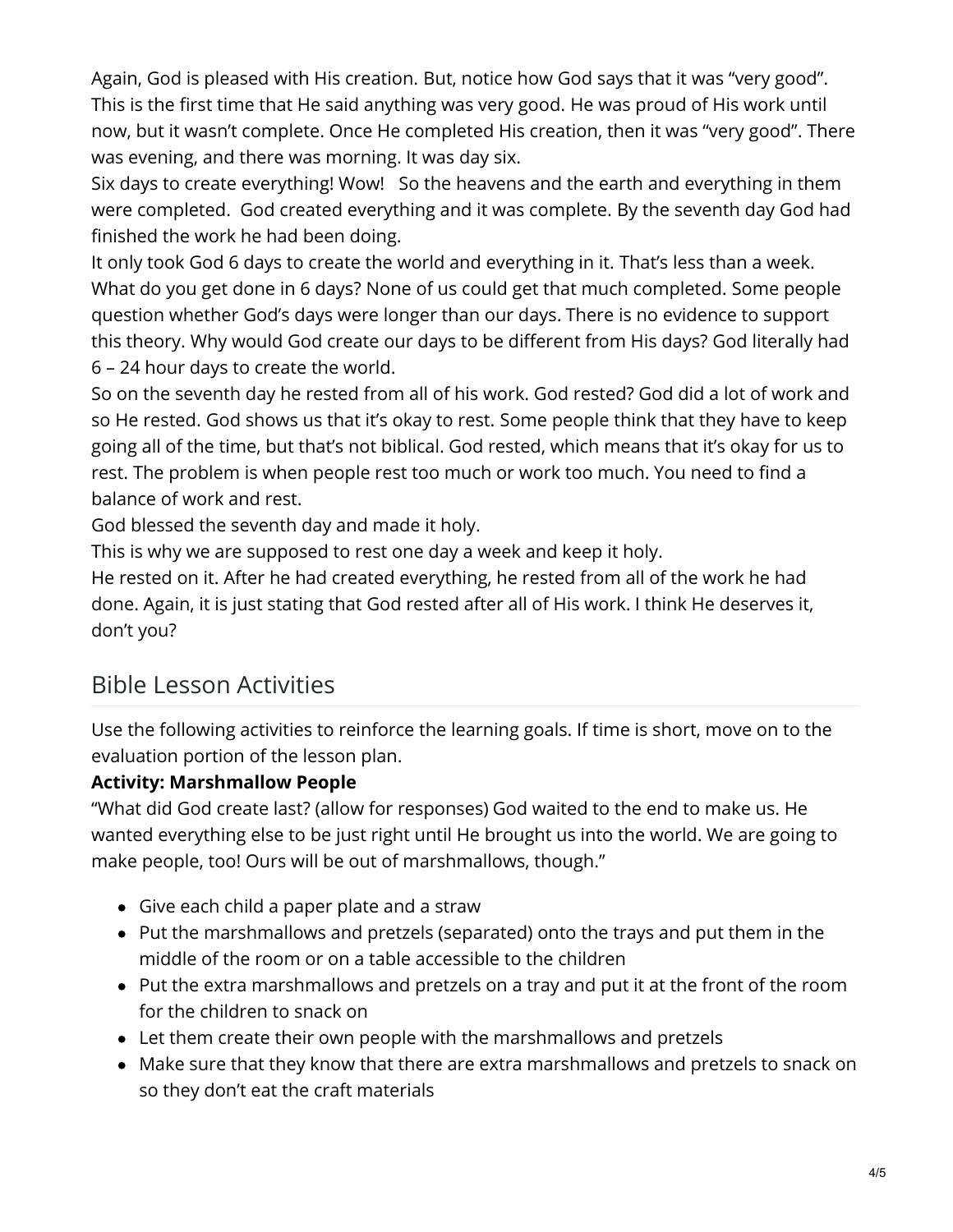Again, God is pleased with His creation. But, notice how God says that it was "very good". This is the first time that He said anything was very good. He was proud of His work until now, but it wasn't complete. Once He completed His creation, then it was "very good". There was evening, and there was morning. It was day six.

Six days to create everything! Wow! So the heavens and the earth and everything in them were completed. God created everything and it was complete. By the seventh day God had finished the work he had been doing.

It only took God 6 days to create the world and everything in it. That's less than a week. What do you get done in 6 days? None of us could get that much completed. Some people question whether God's days were longer than our days. There is no evidence to support this theory. Why would God create our days to be different from His days? God literally had 6 – 24 hour days to create the world.

So on the seventh day he rested from all of his work. God rested? God did a lot of work and so He rested. God shows us that it's okay to rest. Some people think that they have to keep going all of the time, but that's not biblical. God rested, which means that it's okay for us to rest. The problem is when people rest too much or work too much. You need to find a balance of work and rest.

God blessed the seventh day and made it holy.

This is why we are supposed to rest one day a week and keep it holy.

He rested on it. After he had created everything, he rested from all of the work he had done. Again, it is just stating that God rested after all of His work. I think He deserves it, don't you?

## Bible Lesson Activities

Use the following activities to reinforce the learning goals. If time is short, move on to the evaluation portion of the lesson plan.

**Activity: Marshmallow People**

"What did God create last? (allow for responses) God waited to the end to make us. He wanted everything else to be just right until He brought us into the world. We are going to make people, too! Ours will be out of marshmallows, though."

- Give each child a paper plate and a straw
- Put the marshmallows and pretzels (separated) onto the trays and put them in the middle of the room or on a table accessible to the children
- Put the extra marshmallows and pretzels on a tray and put it at the front of the room for the children to snack on
- Let them create their own people with the marshmallows and pretzels
- Make sure that they know that there are extra marshmallows and pretzels to snack on so they don't eat the craft materials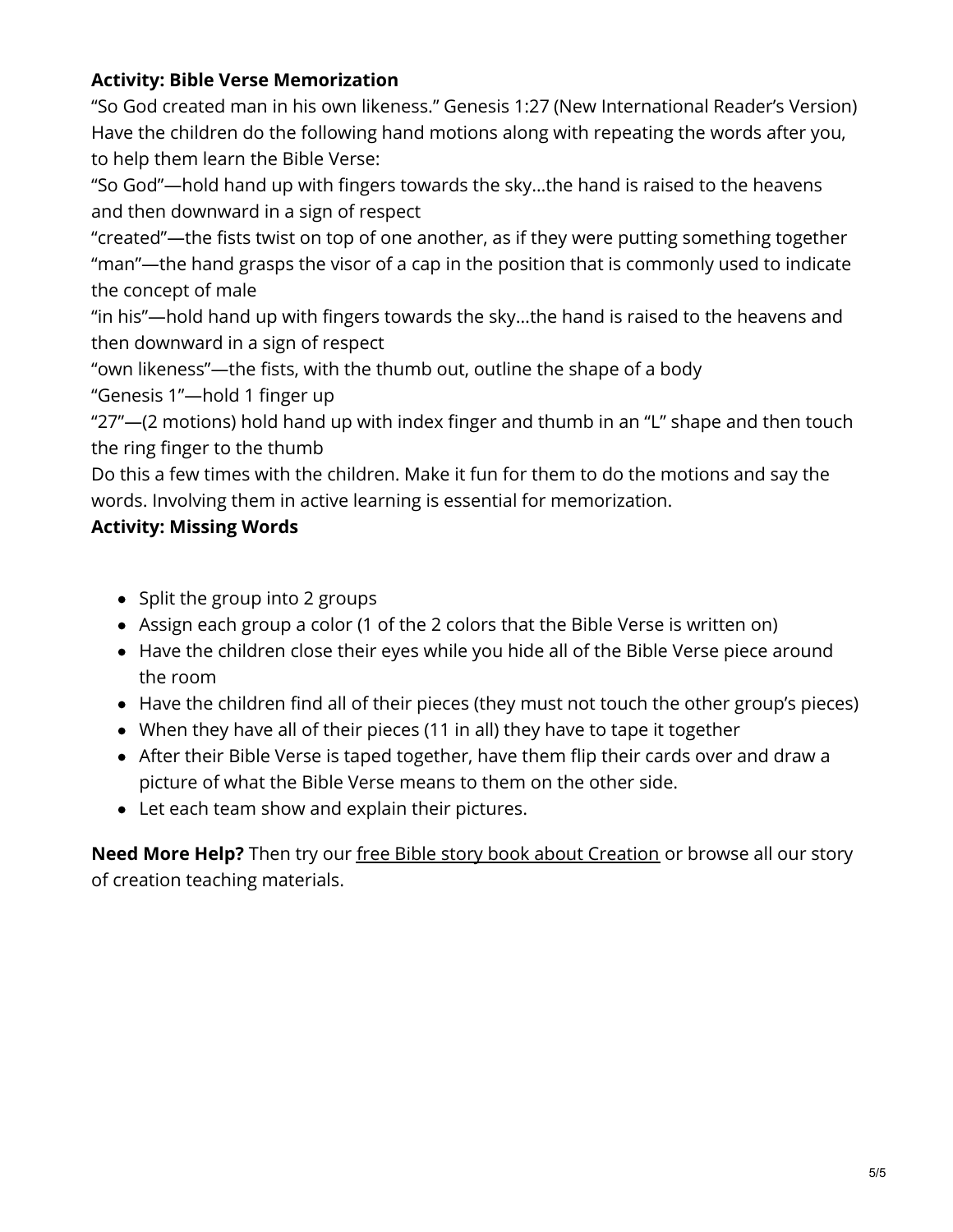**Activity: Bible Verse Memorization**

"So God created man in his own likeness." Genesis 1:27 (New International Reader's Version)
Have the children do the following hand motions along with repeating the words after you, to help them learn the Bible Verse:

"So God"—hold hand up with fingers towards the sky…the hand is raised to the heavens and then downward in a sign of respect

"created"—the fists twist on top of one another, as if they were putting something together

"man"—the hand grasps the visor of a cap in the position that is commonly used to indicate the concept of male

"in his"—hold hand up with fingers towards the sky…the hand is raised to the heavens and then downward in a sign of respect

"own likeness"—the fists, with the thumb out, outline the shape of a body

"Genesis 1"—hold 1 finger up

"27"—(2 motions) hold hand up with index finger and thumb in an "L" shape and then touch the ring finger to the thumb

Do this a few times with the children. Make it fun for them to do the motions and say the words. Involving them in active learning is essential for memorization.

**Activity: Missing Words**

- Split the group into 2 groups
- Assign each group a color (1 of the 2 colors that the Bible Verse is written on)
- Have the children close their eyes while you hide all of the Bible Verse piece around the room
- Have the children find all of their pieces (they must not touch the other group's pieces)
- When they have all of their pieces (11 in all) they have to tape it together
- After their Bible Verse is taped together, have them flip their cards over and draw a picture of what the Bible Verse means to them on the other side.
- Let each team show and explain their pictures.

**Need More Help?** Then try our free Bible story book about Creation or browse all our story of creation teaching materials.